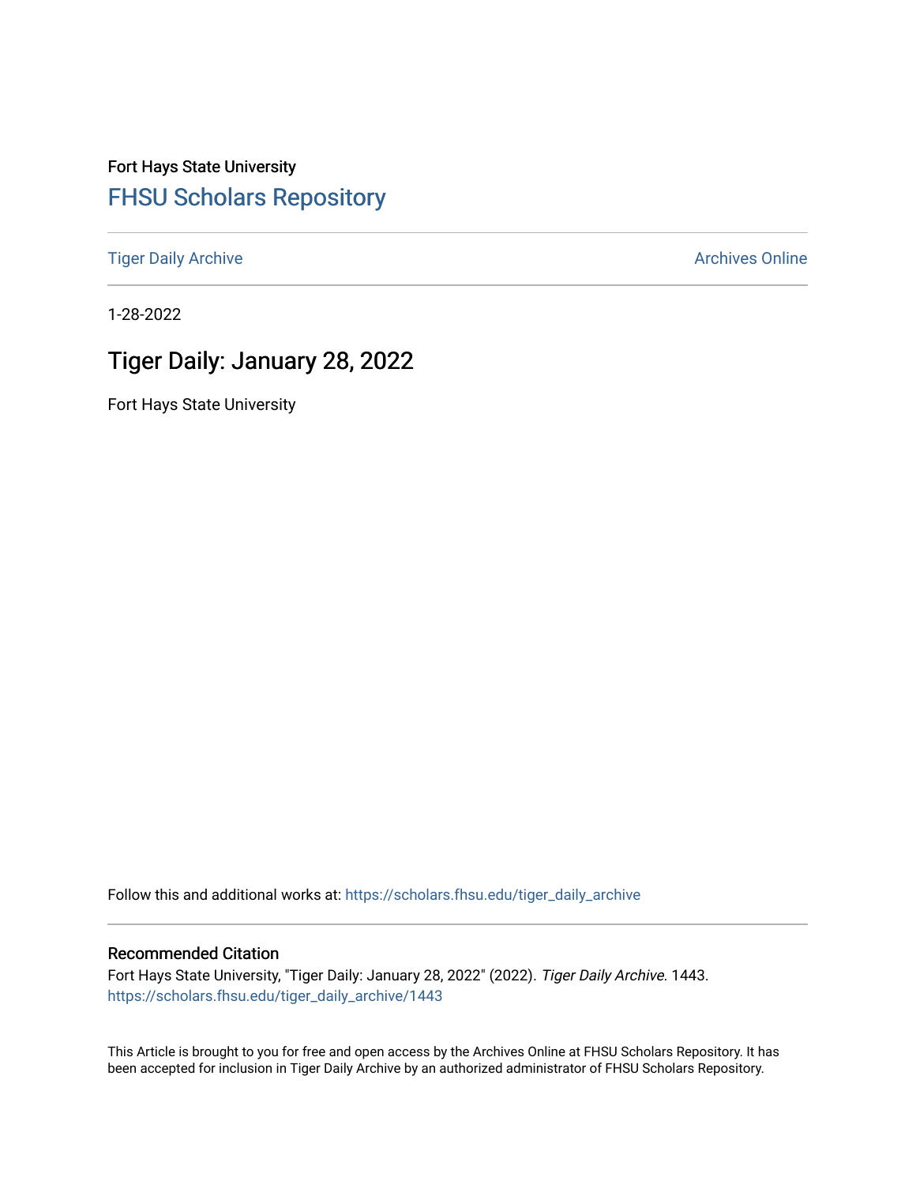Fort Hays State University

FHSU Scholars Repository

Tiger Daily Archive

Archives Online

1-28-2022

# Tiger Daily: January 28, 2022

Fort Hays State University

Follow this and additional works at: https://scholars.fhsu.edu/tiger_daily_archive

## Recommended Citation

Fort Hays State University, "Tiger Daily: January 28, 2022" (2022). *Tiger Daily Archive*. 1443.
https://scholars.fhsu.edu/tiger_daily_archive/1443

This Article is brought to you for free and open access by the Archives Online at FHSU Scholars Repository. It has been accepted for inclusion in Tiger Daily Archive by an authorized administrator of FHSU Scholars Repository.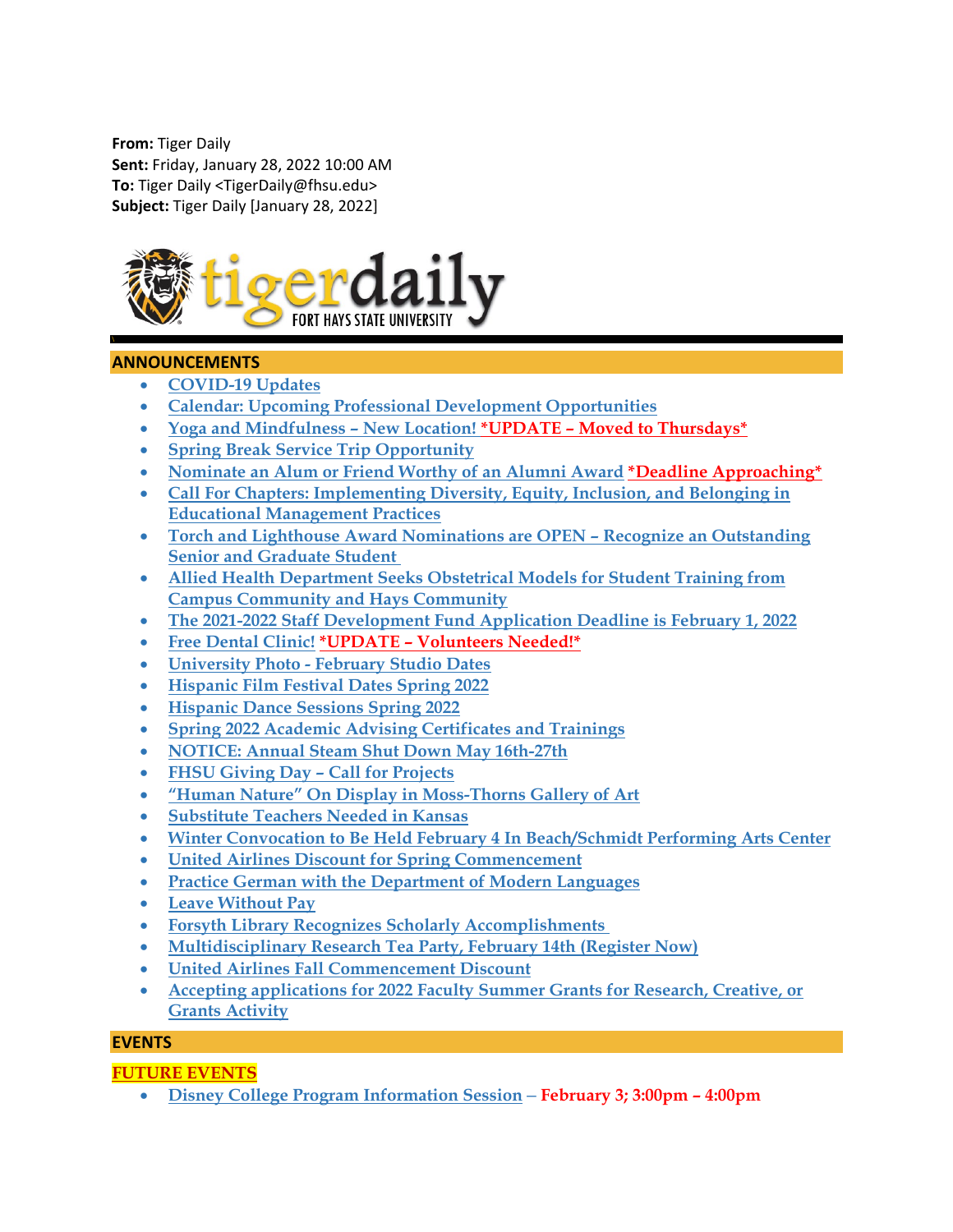**From:** Tiger Daily
**Sent:** Friday, January 28, 2022 10:00 AM
**To:** Tiger Daily <TigerDaily@fhsu.edu>
**Subject:** Tiger Daily [January 28, 2022]

## ANNOUNCEMENTS

- COVID-19 Updates
- Calendar: Upcoming Professional Development Opportunities
- Yoga and Mindfulness – New Location! *UPDATE – Moved to Thursdays*
- Spring Break Service Trip Opportunity
- Nominate an Alum or Friend Worthy of an Alumni Award *Deadline Approaching*
- Call For Chapters: Implementing Diversity, Equity, Inclusion, and Belonging in Educational Management Practices
- Torch and Lighthouse Award Nominations are OPEN – Recognize an Outstanding Senior and Graduate Student
- Allied Health Department Seeks Obstetrical Models for Student Training from Campus Community and Hays Community
- The 2021-2022 Staff Development Fund Application Deadline is February 1, 2022
- Free Dental Clinic! *UPDATE – Volunteers Needed!*
- University Photo - February Studio Dates
- Hispanic Film Festival Dates Spring 2022
- Hispanic Dance Sessions Spring 2022
- Spring 2022 Academic Advising Certificates and Trainings
- NOTICE: Annual Steam Shut Down May 16th-27th
- FHSU Giving Day – Call for Projects
- "Human Nature" On Display in Moss-Thorns Gallery of Art
- Substitute Teachers Needed in Kansas
- Winter Convocation to Be Held February 4 In Beach/Schmidt Performing Arts Center
- United Airlines Discount for Spring Commencement
- Practice German with the Department of Modern Languages
- Leave Without Pay
- Forsyth Library Recognizes Scholarly Accomplishments
- Multidisciplinary Research Tea Party, February 14th (Register Now)
- United Airlines Fall Commencement Discount
- Accepting applications for 2022 Faculty Summer Grants for Research, Creative, or Grants Activity

## EVENTS

### FUTURE EVENTS

- Disney College Program Information Session – **February 3; 3:00pm – 4:00pm**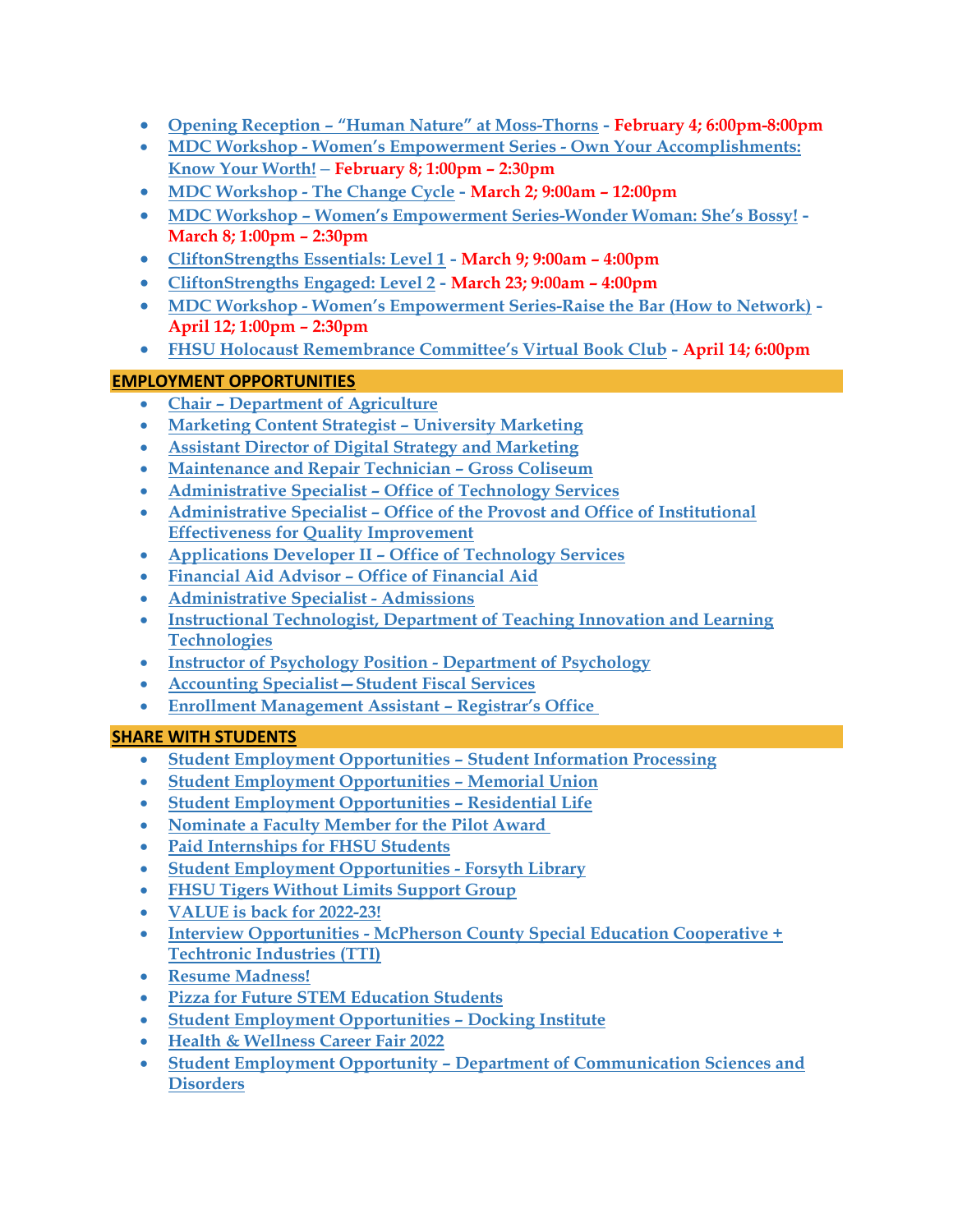- Opening Reception – “Human Nature” at Moss-Thorns - **February 4; 6:00pm-8:00pm**
- MDC Workshop - Women’s Empowerment Series - Own Your Accomplishments: Know Your Worth! – **February 8; 1:00pm – 2:30pm**
- MDC Workshop - The Change Cycle - **March 2; 9:00am – 12:00pm**
- MDC Workshop – Women’s Empowerment Series-Wonder Woman: She’s Bossy! - **March 8; 1:00pm – 2:30pm**
- CliftonStrengths Essentials: Level 1 - **March 9; 9:00am – 4:00pm**
- CliftonStrengths Engaged: Level 2 - **March 23; 9:00am – 4:00pm**
- MDC Workshop - Women’s Empowerment Series-Raise the Bar (How to Network) - **April 12; 1:00pm – 2:30pm**
- FHSU Holocaust Remembrance Committee’s Virtual Book Club - **April 14; 6:00pm**

## EMPLOYMENT OPPORTUNITIES

- Chair – Department of Agriculture
- Marketing Content Strategist – University Marketing
- Assistant Director of Digital Strategy and Marketing
- Maintenance and Repair Technician – Gross Coliseum
- Administrative Specialist – Office of Technology Services
- Administrative Specialist – Office of the Provost and Office of Institutional Effectiveness for Quality Improvement
- Applications Developer II – Office of Technology Services
- Financial Aid Advisor – Office of Financial Aid
- Administrative Specialist - Admissions
- Instructional Technologist, Department of Teaching Innovation and Learning Technologies
- Instructor of Psychology Position - Department of Psychology
- Accounting Specialist—Student Fiscal Services
- Enrollment Management Assistant – Registrar’s Office

## SHARE WITH STUDENTS

- Student Employment Opportunities – Student Information Processing
- Student Employment Opportunities – Memorial Union
- Student Employment Opportunities – Residential Life
- Nominate a Faculty Member for the Pilot Award
- Paid Internships for FHSU Students
- Student Employment Opportunities - Forsyth Library
- FHSU Tigers Without Limits Support Group
- VALUE is back for 2022-23!
- Interview Opportunities - McPherson County Special Education Cooperative + Techtronic Industries (TTI)
- Resume Madness!
- Pizza for Future STEM Education Students
- Student Employment Opportunities – Docking Institute
- Health & Wellness Career Fair 2022
- Student Employment Opportunity – Department of Communication Sciences and Disorders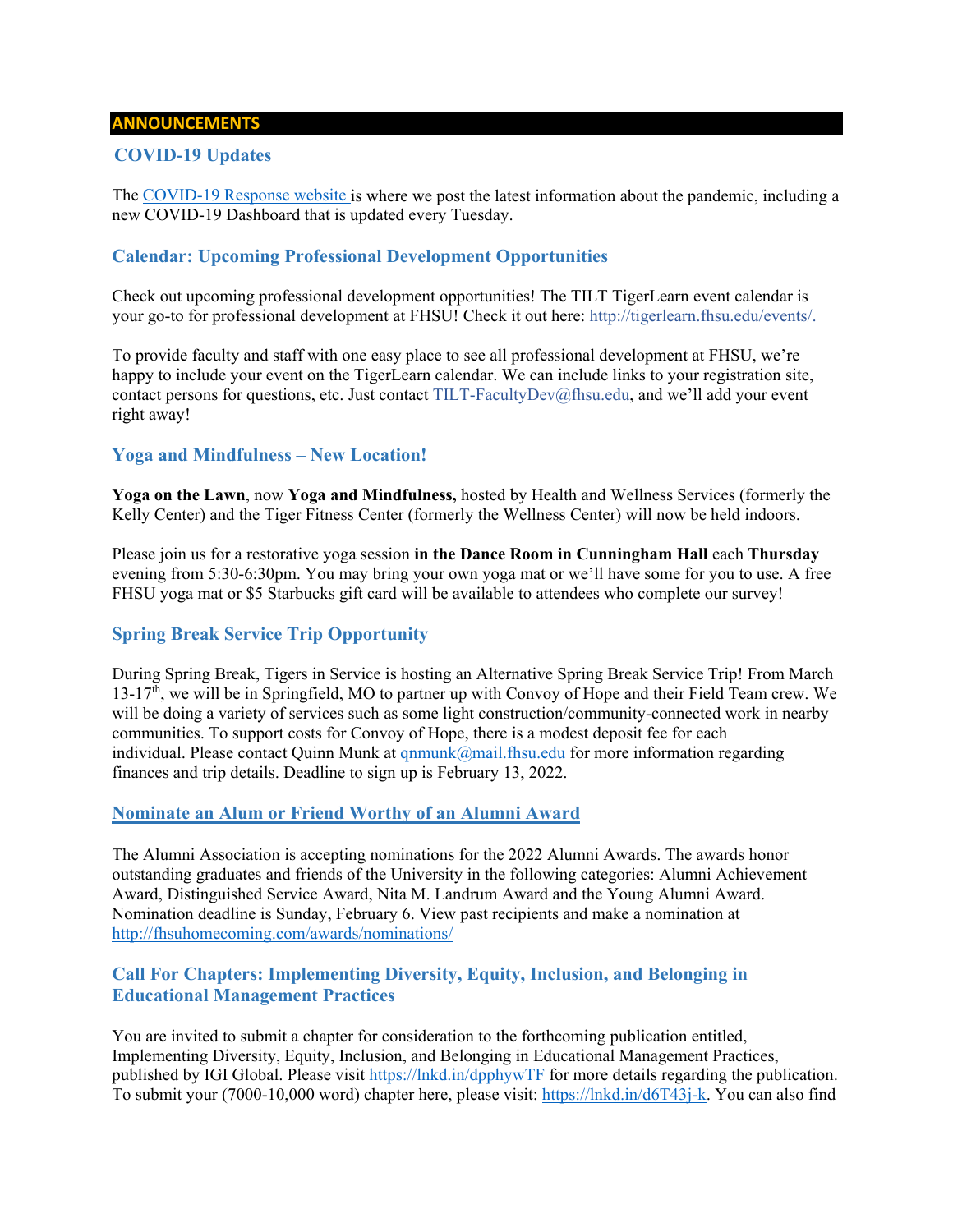## ANNOUNCEMENTS

### COVID-19 Updates

The COVID-19 Response website is where we post the latest information about the pandemic, including a new COVID-19 Dashboard that is updated every Tuesday.

### Calendar: Upcoming Professional Development Opportunities

Check out upcoming professional development opportunities! The TILT TigerLearn event calendar is your go-to for professional development at FHSU! Check it out here: http://tigerlearn.fhsu.edu/events/.

To provide faculty and staff with one easy place to see all professional development at FHSU, we're happy to include your event on the TigerLearn calendar. We can include links to your registration site, contact persons for questions, etc. Just contact TILT-FacultyDev@fhsu.edu, and we'll add your event right away!

### Yoga and Mindfulness – New Location!

**Yoga on the Lawn**, now **Yoga and Mindfulness,** hosted by Health and Wellness Services (formerly the Kelly Center) and the Tiger Fitness Center (formerly the Wellness Center) will now be held indoors.

Please join us for a restorative yoga session **in the Dance Room in Cunningham Hall** each **Thursday** evening from 5:30-6:30pm. You may bring your own yoga mat or we'll have some for you to use. A free FHSU yoga mat or $5 Starbucks gift card will be available to attendees who complete our survey!

### Spring Break Service Trip Opportunity

During Spring Break, Tigers in Service is hosting an Alternative Spring Break Service Trip! From March 13-17th, we will be in Springfield, MO to partner up with Convoy of Hope and their Field Team crew. We will be doing a variety of services such as some light construction/community-connected work in nearby communities. To support costs for Convoy of Hope, there is a modest deposit fee for each individual. Please contact Quinn Munk at qnmunk@mail.fhsu.edu for more information regarding finances and trip details. Deadline to sign up is February 13, 2022.

### Nominate an Alum or Friend Worthy of an Alumni Award

The Alumni Association is accepting nominations for the 2022 Alumni Awards. The awards honor outstanding graduates and friends of the University in the following categories: Alumni Achievement Award, Distinguished Service Award, Nita M. Landrum Award and the Young Alumni Award. Nomination deadline is Sunday, February 6. View past recipients and make a nomination at http://fhsuhomecoming.com/awards/nominations/

### Call For Chapters: Implementing Diversity, Equity, Inclusion, and Belonging in Educational Management Practices

You are invited to submit a chapter for consideration to the forthcoming publication entitled, Implementing Diversity, Equity, Inclusion, and Belonging in Educational Management Practices, published by IGI Global. Please visit https://lnkd.in/dpphywTF for more details regarding the publication. To submit your (7000-10,000 word) chapter here, please visit: https://lnkd.in/d6T43j-k. You can also find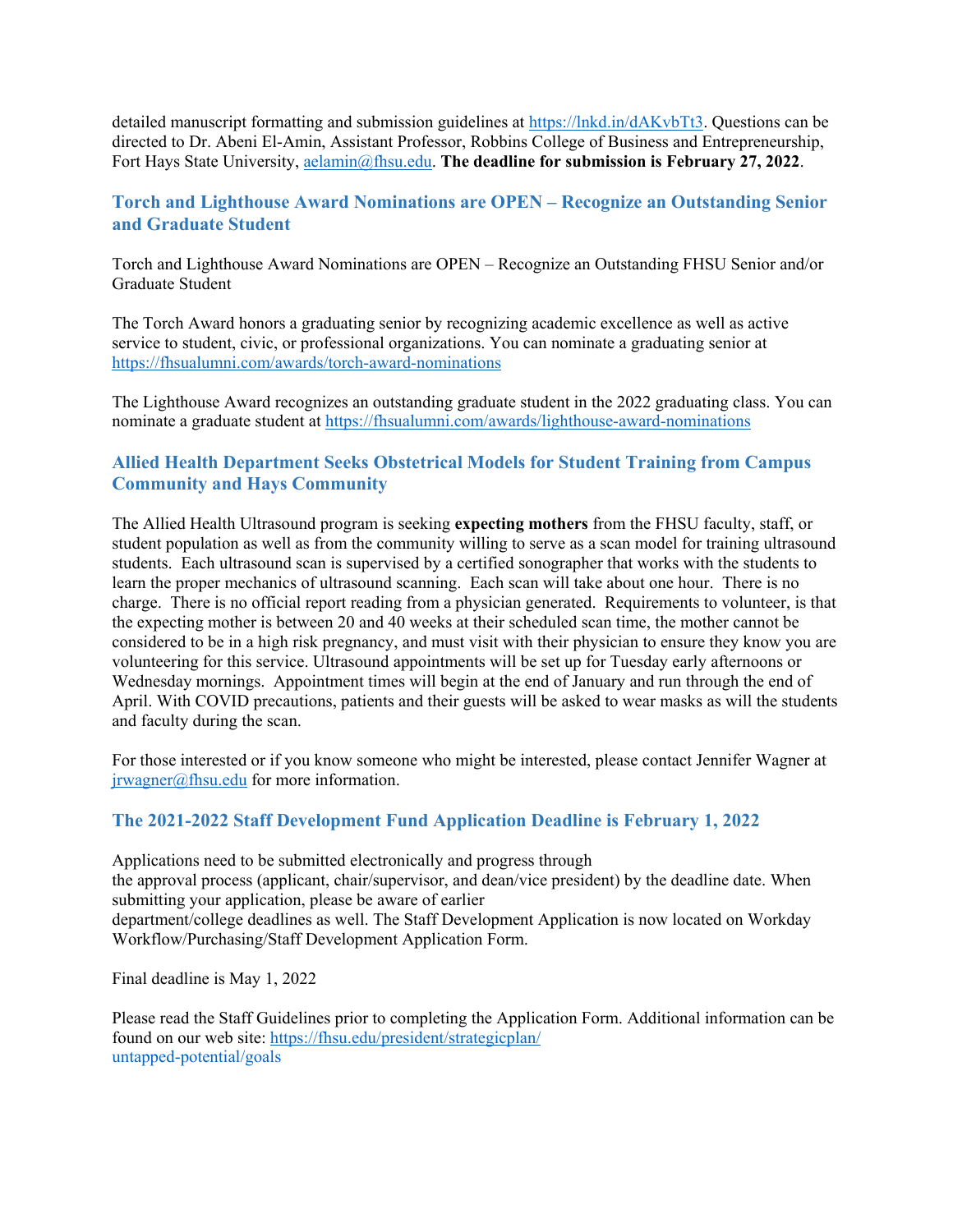detailed manuscript formatting and submission guidelines at https://lnkd.in/dAKvbTt3. Questions can be directed to Dr. Abeni El-Amin, Assistant Professor, Robbins College of Business and Entrepreneurship, Fort Hays State University, aelamin@fhsu.edu. **The deadline for submission is February 27, 2022**.

### Torch and Lighthouse Award Nominations are OPEN – Recognize an Outstanding Senior and Graduate Student

Torch and Lighthouse Award Nominations are OPEN – Recognize an Outstanding FHSU Senior and/or Graduate Student

The Torch Award honors a graduating senior by recognizing academic excellence as well as active service to student, civic, or professional organizations. You can nominate a graduating senior at https://fhsualumni.com/awards/torch-award-nominations

The Lighthouse Award recognizes an outstanding graduate student in the 2022 graduating class. You can nominate a graduate student at https://fhsualumni.com/awards/lighthouse-award-nominations

### Allied Health Department Seeks Obstetrical Models for Student Training from Campus Community and Hays Community

The Allied Health Ultrasound program is seeking **expecting mothers** from the FHSU faculty, staff, or student population as well as from the community willing to serve as a scan model for training ultrasound students. Each ultrasound scan is supervised by a certified sonographer that works with the students to learn the proper mechanics of ultrasound scanning. Each scan will take about one hour. There is no charge. There is no official report reading from a physician generated. Requirements to volunteer, is that the expecting mother is between 20 and 40 weeks at their scheduled scan time, the mother cannot be considered to be in a high risk pregnancy, and must visit with their physician to ensure they know you are volunteering for this service. Ultrasound appointments will be set up for Tuesday early afternoons or Wednesday mornings. Appointment times will begin at the end of January and run through the end of April. With COVID precautions, patients and their guests will be asked to wear masks as will the students and faculty during the scan.

For those interested or if you know someone who might be interested, please contact Jennifer Wagner at jrwagner@fhsu.edu for more information.

### The 2021-2022 Staff Development Fund Application Deadline is February 1, 2022

Applications need to be submitted electronically and progress through the approval process (applicant, chair/supervisor, and dean/vice president) by the deadline date. When submitting your application, please be aware of earlier department/college deadlines as well. The Staff Development Application is now located on Workday Workflow/Purchasing/Staff Development Application Form.

Final deadline is May 1, 2022

Please read the Staff Guidelines prior to completing the Application Form. Additional information can be found on our web site: https://fhsu.edu/president/strategicplan/untapped-potential/goals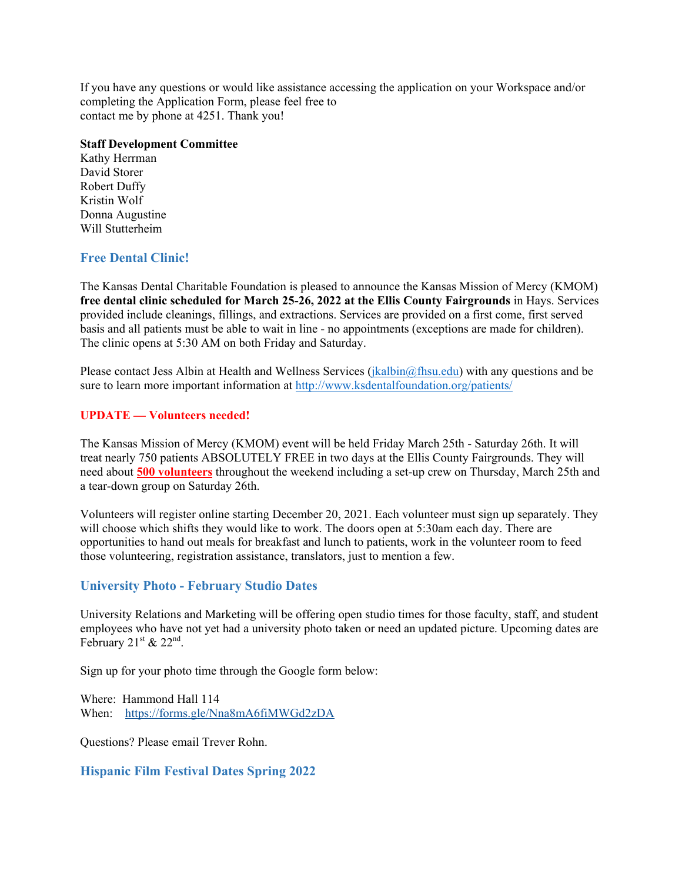If you have any questions or would like assistance accessing the application on your Workspace and/or completing the Application Form, please feel free to
contact me by phone at 4251. Thank you!

**Staff Development Committee**
Kathy Herrman
David Storer
Robert Duffy
Kristin Wolf
Donna Augustine
Will Stutterheim

### Free Dental Clinic!

The Kansas Dental Charitable Foundation is pleased to announce the Kansas Mission of Mercy (KMOM) **free dental clinic scheduled for March 25-26, 2022 at the Ellis County Fairgrounds** in Hays. Services provided include cleanings, fillings, and extractions. Services are provided on a first come, first served basis and all patients must be able to wait in line - no appointments (exceptions are made for children). The clinic opens at 5:30 AM on both Friday and Saturday.

Please contact Jess Albin at Health and Wellness Services (jkalbin@fhsu.edu) with any questions and be sure to learn more important information at http://www.ksdentalfoundation.org/patients/

**UPDATE — Volunteers needed!**

The Kansas Mission of Mercy (KMOM) event will be held Friday March 25th - Saturday 26th. It will treat nearly 750 patients ABSOLUTELY FREE in two days at the Ellis County Fairgrounds. They will need about **500 volunteers** throughout the weekend including a set-up crew on Thursday, March 25th and a tear-down group on Saturday 26th.

Volunteers will register online starting December 20, 2021. Each volunteer must sign up separately. They will choose which shifts they would like to work. The doors open at 5:30am each day. There are opportunities to hand out meals for breakfast and lunch to patients, work in the volunteer room to feed those volunteering, registration assistance, translators, just to mention a few.

### University Photo - February Studio Dates

University Relations and Marketing will be offering open studio times for those faculty, staff, and student employees who have not yet had a university photo taken or need an updated picture. Upcoming dates are February 21st & 22nd.

Sign up for your photo time through the Google form below:

Where: Hammond Hall 114
When: https://forms.gle/Nna8mA6fiMWGd2zDA

Questions? Please email Trever Rohn.

### Hispanic Film Festival Dates Spring 2022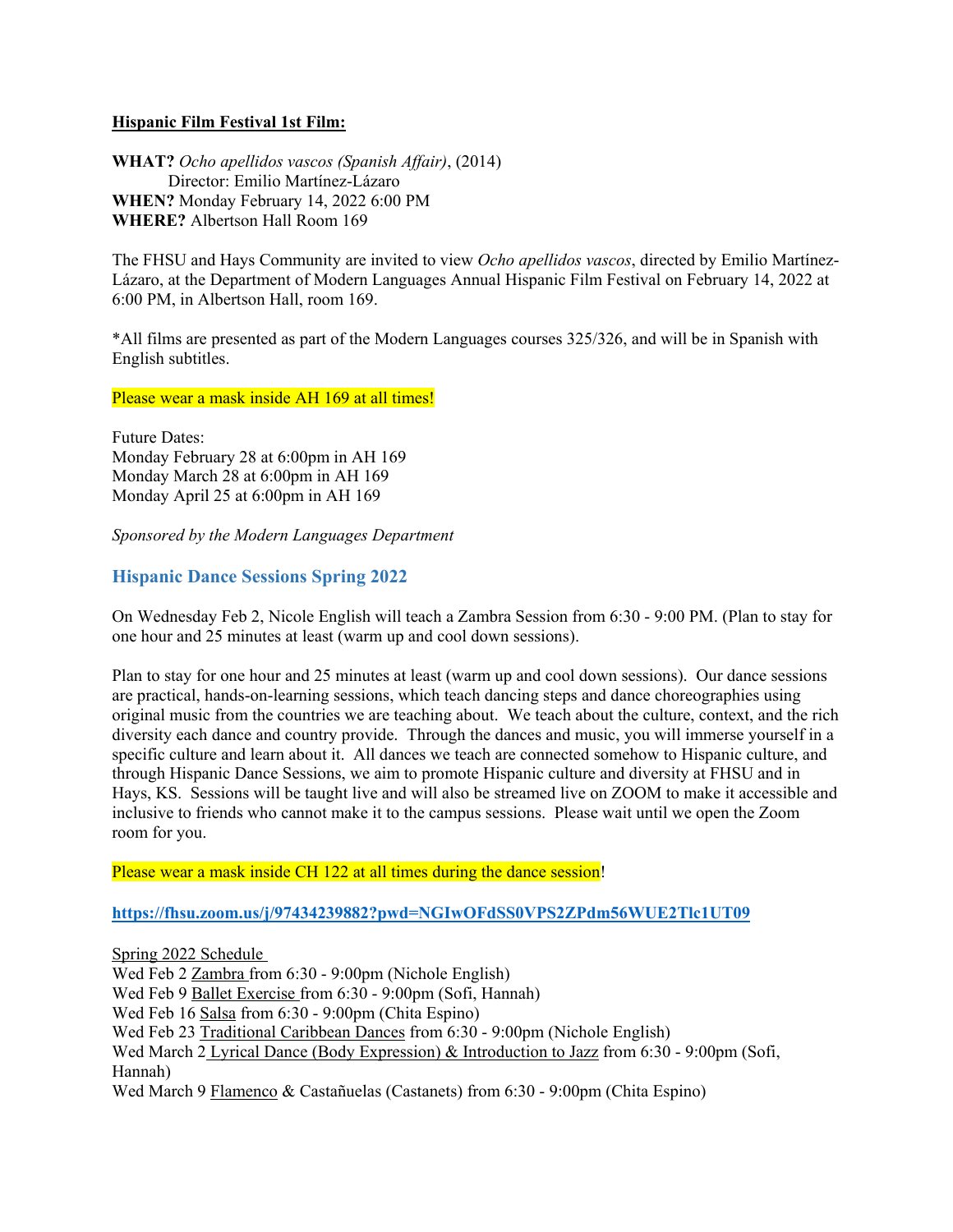**Hispanic Film Festival 1st Film:**

**WHAT?** *Ocho apellidos vascos (Spanish Affair)*, (2014)
Director: Emilio Martínez-Lázaro
**WHEN?** Monday February 14, 2022 6:00 PM
**WHERE?** Albertson Hall Room 169

The FHSU and Hays Community are invited to view *Ocho apellidos vascos*, directed by Emilio Martínez-Lázaro, at the Department of Modern Languages Annual Hispanic Film Festival on February 14, 2022 at 6:00 PM, in Albertson Hall, room 169.

*All films are presented as part of the Modern Languages courses 325/326, and will be in Spanish with English subtitles.

Please wear a mask inside AH 169 at all times!

Future Dates:
Monday February 28 at 6:00pm in AH 169
Monday March 28 at 6:00pm in AH 169
Monday April 25 at 6:00pm in AH 169

*Sponsored by the Modern Languages Department*

## Hispanic Dance Sessions Spring 2022

On Wednesday Feb 2, Nicole English will teach a Zambra Session from 6:30 - 9:00 PM. (Plan to stay for one hour and 25 minutes at least (warm up and cool down sessions).

Plan to stay for one hour and 25 minutes at least (warm up and cool down sessions). Our dance sessions are practical, hands-on-learning sessions, which teach dancing steps and dance choreographies using original music from the countries we are teaching about. We teach about the culture, context, and the rich diversity each dance and country provide. Through the dances and music, you will immerse yourself in a specific culture and learn about it. All dances we teach are connected somehow to Hispanic culture, and through Hispanic Dance Sessions, we aim to promote Hispanic culture and diversity at FHSU and in Hays, KS. Sessions will be taught live and will also be streamed live on ZOOM to make it accessible and inclusive to friends who cannot make it to the campus sessions. Please wait until we open the Zoom room for you.

Please wear a mask inside CH 122 at all times during the dance session!

**https://fhsu.zoom.us/j/97434239882?pwd=NGIwOFdSS0VPS2ZPdm56WUE2Tlc1UT09**

Spring 2022 Schedule
Wed Feb 2 Zambra from 6:30 - 9:00pm (Nichole English)
Wed Feb 9 Ballet Exercise from 6:30 - 9:00pm (Sofi, Hannah)
Wed Feb 16 Salsa from 6:30 - 9:00pm (Chita Espino)
Wed Feb 23 Traditional Caribbean Dances from 6:30 - 9:00pm (Nichole English)
Wed March 2 Lyrical Dance (Body Expression) & Introduction to Jazz from 6:30 - 9:00pm (Sofi, Hannah)
Wed March 9 Flamenco & Castañuelas (Castanets) from 6:30 - 9:00pm (Chita Espino)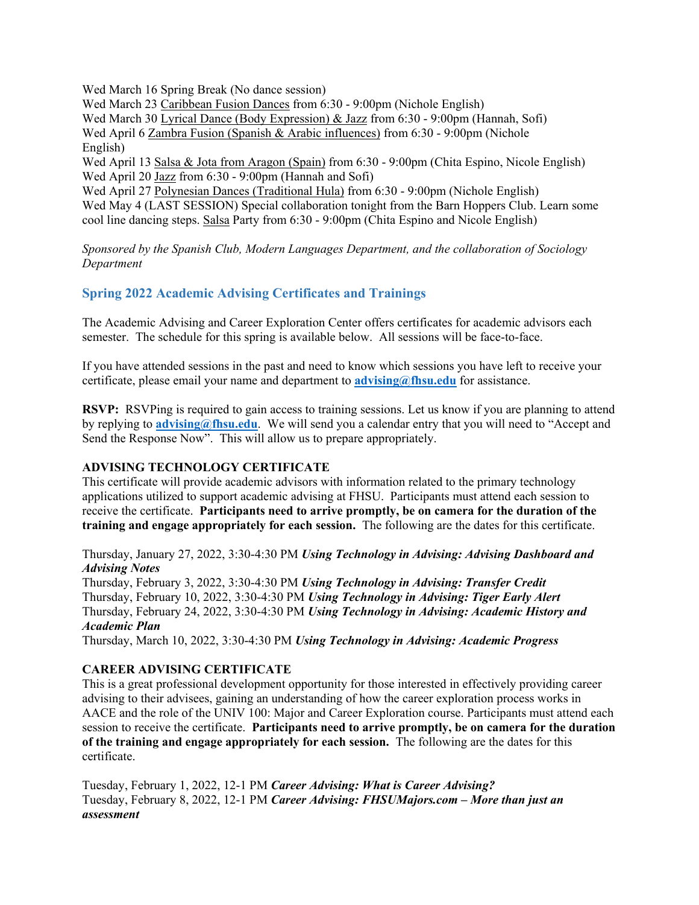Wed March 16 Spring Break (No dance session)
Wed March 23 Caribbean Fusion Dances from 6:30 - 9:00pm (Nichole English)
Wed March 30 Lyrical Dance (Body Expression) & Jazz from 6:30 - 9:00pm (Hannah, Sofi)
Wed April 6 Zambra Fusion (Spanish & Arabic influences) from 6:30 - 9:00pm (Nichole English)
Wed April 13 Salsa & Jota from Aragon (Spain) from 6:30 - 9:00pm (Chita Espino, Nicole English)
Wed April 20 Jazz from 6:30 - 9:00pm (Hannah and Sofi)
Wed April 27 Polynesian Dances (Traditional Hula) from 6:30 - 9:00pm (Nichole English)
Wed May 4 (LAST SESSION) Special collaboration tonight from the Barn Hoppers Club. Learn some cool line dancing steps. Salsa Party from 6:30 - 9:00pm (Chita Espino and Nicole English)

*Sponsored by the Spanish Club, Modern Languages Department, and the collaboration of Sociology Department*

## Spring 2022 Academic Advising Certificates and Trainings

The Academic Advising and Career Exploration Center offers certificates for academic advisors each semester. The schedule for this spring is available below. All sessions will be face-to-face.

If you have attended sessions in the past and need to know which sessions you have left to receive your certificate, please email your name and department to **advising@fhsu.edu** for assistance.

**RSVP:** RSVPing is required to gain access to training sessions. Let us know if you are planning to attend by replying to **advising@fhsu.edu**. We will send you a calendar entry that you will need to "Accept and Send the Response Now". This will allow us to prepare appropriately.

**ADVISING TECHNOLOGY CERTIFICATE**
This certificate will provide academic advisors with information related to the primary technology applications utilized to support academic advising at FHSU. Participants must attend each session to receive the certificate. **Participants need to arrive promptly, be on camera for the duration of the training and engage appropriately for each session.** The following are the dates for this certificate.

Thursday, January 27, 2022, 3:30-4:30 PM ***Using Technology in Advising: Advising Dashboard and Advising Notes***
Thursday, February 3, 2022, 3:30-4:30 PM ***Using Technology in Advising: Transfer Credit***
Thursday, February 10, 2022, 3:30-4:30 PM ***Using Technology in Advising: Tiger Early Alert***
Thursday, February 24, 2022, 3:30-4:30 PM ***Using Technology in Advising: Academic History and Academic Plan***
Thursday, March 10, 2022, 3:30-4:30 PM ***Using Technology in Advising: Academic Progress***

**CAREER ADVISING CERTIFICATE**
This is a great professional development opportunity for those interested in effectively providing career advising to their advisees, gaining an understanding of how the career exploration process works in AACE and the role of the UNIV 100: Major and Career Exploration course. Participants must attend each session to receive the certificate. **Participants need to arrive promptly, be on camera for the duration of the training and engage appropriately for each session.** The following are the dates for this certificate.

Tuesday, February 1, 2022, 12-1 PM ***Career Advising: What is Career Advising?***
Tuesday, February 8, 2022, 12-1 PM ***Career Advising: FHSUMajors.com – More than just an assessment***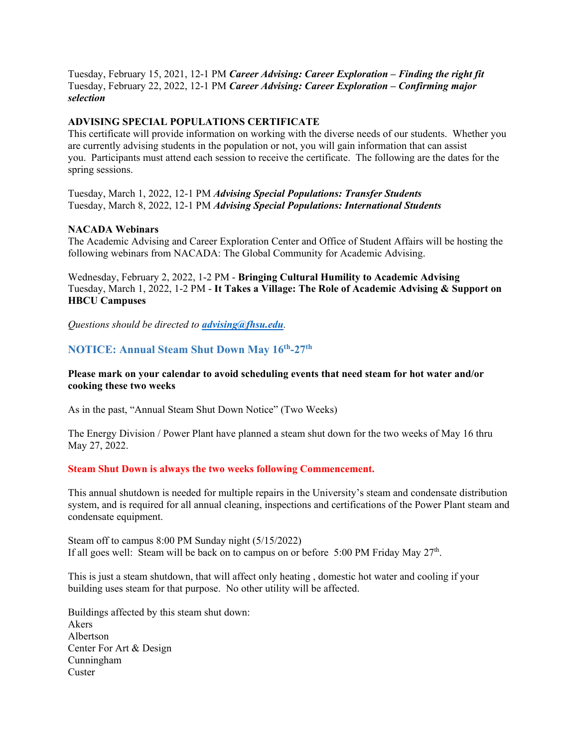Tuesday, February 15, 2021, 12-1 PM ***Career Advising: Career Exploration – Finding the right fit***
Tuesday, February 22, 2022, 12-1 PM ***Career Advising: Career Exploration – Confirming major selection***

**ADVISING SPECIAL POPULATIONS CERTIFICATE**
This certificate will provide information on working with the diverse needs of our students. Whether you are currently advising students in the population or not, you will gain information that can assist you. Participants must attend each session to receive the certificate. The following are the dates for the spring sessions.

Tuesday, March 1, 2022, 12-1 PM ***Advising Special Populations: Transfer Students***
Tuesday, March 8, 2022, 12-1 PM ***Advising Special Populations: International Students***

**NACADA Webinars**
The Academic Advising and Career Exploration Center and Office of Student Affairs will be hosting the following webinars from NACADA: The Global Community for Academic Advising.

Wednesday, February 2, 2022, 1-2 PM - **Bringing Cultural Humility to Academic Advising**
Tuesday, March 1, 2022, 1-2 PM - **It Takes a Village: The Role of Academic Advising & Support on HBCU Campuses**

*Questions should be directed to* ***advising@fhsu.edu****.*

## NOTICE: Annual Steam Shut Down May 16th-27th

**Please mark on your calendar to avoid scheduling events that need steam for hot water and/or cooking these two weeks**

As in the past, "Annual Steam Shut Down Notice" (Two Weeks)

The Energy Division / Power Plant have planned a steam shut down for the two weeks of May 16 thru May 27, 2022.

**Steam Shut Down is always the two weeks following Commencement.**

This annual shutdown is needed for multiple repairs in the University's steam and condensate distribution system, and is required for all annual cleaning, inspections and certifications of the Power Plant steam and condensate equipment.

Steam off to campus 8:00 PM Sunday night (5/15/2022)
If all goes well: Steam will be back on to campus on or before 5:00 PM Friday May 27th.

This is just a steam shutdown, that will affect only heating , domestic hot water and cooling if your building uses steam for that purpose. No other utility will be affected.

Buildings affected by this steam shut down:
Akers
Albertson
Center For Art & Design
Cunningham
Custer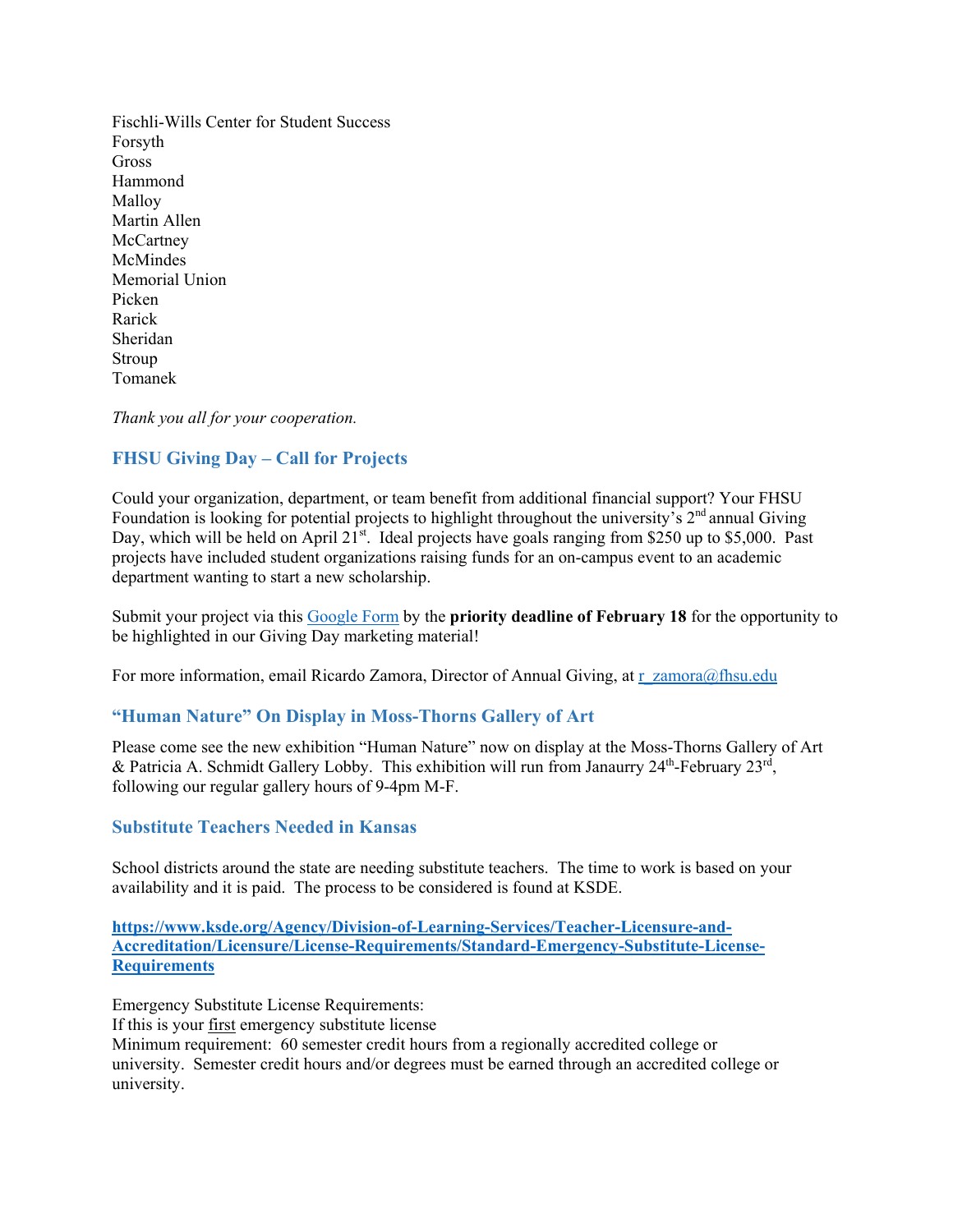Fischli-Wills Center for Student Success
Forsyth
Gross
Hammond
Malloy
Martin Allen
McCartney
McMindes
Memorial Union
Picken
Rarick
Sheridan
Stroup
Tomanek

*Thank you all for your cooperation.*

### FHSU Giving Day – Call for Projects

Could your organization, department, or team benefit from additional financial support? Your FHSU Foundation is looking for potential projects to highlight throughout the university's 2nd annual Giving Day, which will be held on April 21st. Ideal projects have goals ranging from $250 up to $5,000. Past projects have included student organizations raising funds for an on-campus event to an academic department wanting to start a new scholarship.

Submit your project via this [Google Form] by the **priority deadline of February 18** for the opportunity to be highlighted in our Giving Day marketing material!

For more information, email Ricardo Zamora, Director of Annual Giving, at r_zamora@fhsu.edu

### "Human Nature" On Display in Moss-Thorns Gallery of Art

Please come see the new exhibition "Human Nature" now on display at the Moss-Thorns Gallery of Art & Patricia A. Schmidt Gallery Lobby. This exhibition will run from Janaurry 24th-February 23rd, following our regular gallery hours of 9-4pm M-F.

### Substitute Teachers Needed in Kansas

School districts around the state are needing substitute teachers. The time to work is based on your availability and it is paid. The process to be considered is found at KSDE.

**https://www.ksde.org/Agency/Division-of-Learning-Services/Teacher-Licensure-and-Accreditation/Licensure/License-Requirements/Standard-Emergency-Substitute-License-Requirements**

Emergency Substitute License Requirements:
If this is your first emergency substitute license
Minimum requirement: 60 semester credit hours from a regionally accredited college or university. Semester credit hours and/or degrees must be earned through an accredited college or university.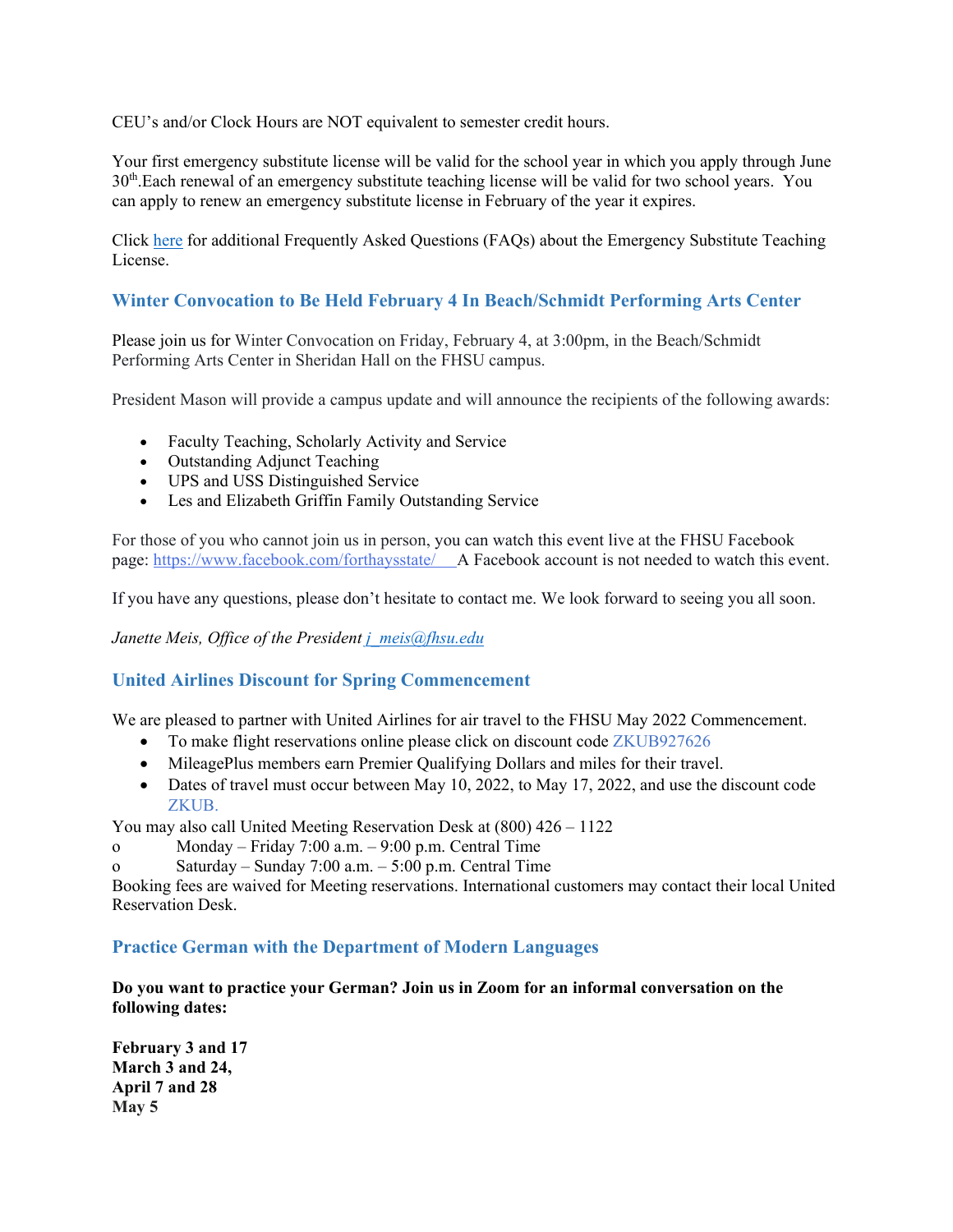CEU's and/or Clock Hours are NOT equivalent to semester credit hours.

Your first emergency substitute license will be valid for the school year in which you apply through June 30th.Each renewal of an emergency substitute teaching license will be valid for two school years. You can apply to renew an emergency substitute license in February of the year it expires.

Click [here](#) for additional Frequently Asked Questions (FAQs) about the Emergency Substitute Teaching License.

### Winter Convocation to Be Held February 4 In Beach/Schmidt Performing Arts Center

Please join us for Winter Convocation on Friday, February 4, at 3:00pm, in the Beach/Schmidt Performing Arts Center in Sheridan Hall on the FHSU campus.

President Mason will provide a campus update and will announce the recipients of the following awards:

- Faculty Teaching, Scholarly Activity and Service
- Outstanding Adjunct Teaching
- UPS and USS Distinguished Service
- Les and Elizabeth Griffin Family Outstanding Service

For those of you who cannot join us in person, you can watch this event live at the FHSU Facebook page: [https://www.facebook.com/forthaysstate/](https://www.facebook.com/forthaysstate/) A Facebook account is not needed to watch this event.

If you have any questions, please don't hesitate to contact me. We look forward to seeing you all soon.

*Janette Meis, Office of the President* [j_meis@fhsu.edu](mailto:j_meis@fhsu.edu)

### United Airlines Discount for Spring Commencement

We are pleased to partner with United Airlines for air travel to the FHSU May 2022 Commencement.

- To make flight reservations online please click on discount code ZKUB927626
- MileagePlus members earn Premier Qualifying Dollars and miles for their travel.
- Dates of travel must occur between May 10, 2022, to May 17, 2022, and use the discount code ZKUB.

You may also call United Meeting Reservation Desk at (800) 426 – 1122

- Monday – Friday 7:00 a.m. – 9:00 p.m. Central Time
- Saturday – Sunday 7:00 a.m. – 5:00 p.m. Central Time

Booking fees are waived for Meeting reservations. International customers may contact their local United Reservation Desk.

### Practice German with the Department of Modern Languages

**Do you want to practice your German? Join us in Zoom for an informal conversation on the following dates:**

**February 3 and 17**
**March 3 and 24,**
**April 7 and 28**
**May 5**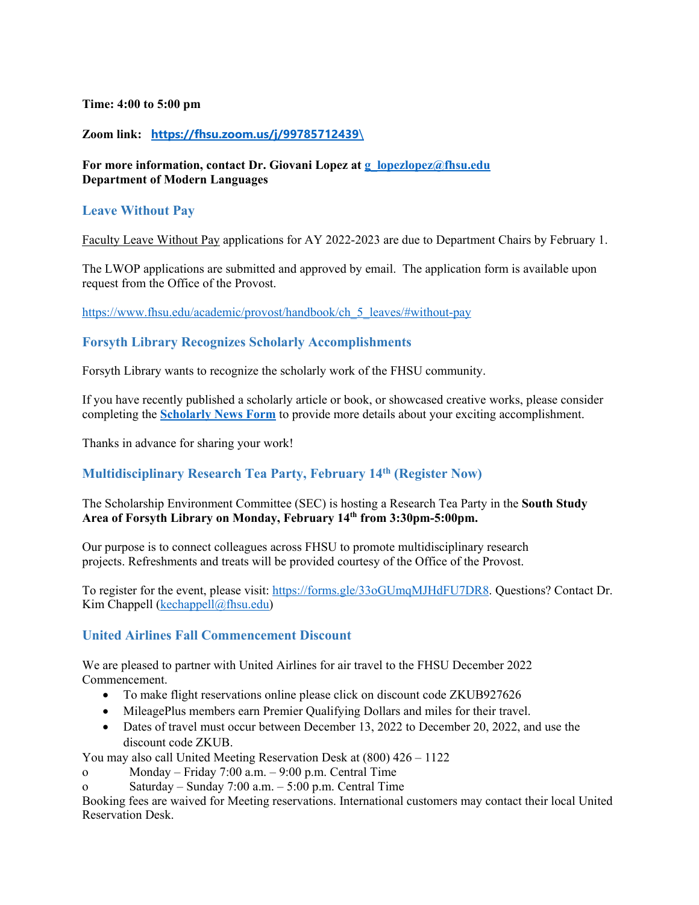**Time: 4:00 to 5:00 pm**

**Zoom link:** **https://fhsu.zoom.us/j/99785712439\**

**For more information, contact Dr. Giovani Lopez at g_lopezlopez@fhsu.edu**
**Department of Modern Languages**

## Leave Without Pay

Faculty Leave Without Pay applications for AY 2022-2023 are due to Department Chairs by February 1.

The LWOP applications are submitted and approved by email. The application form is available upon request from the Office of the Provost.

https://www.fhsu.edu/academic/provost/handbook/ch_5_leaves/#without-pay

## Forsyth Library Recognizes Scholarly Accomplishments

Forsyth Library wants to recognize the scholarly work of the FHSU community.

If you have recently published a scholarly article or book, or showcased creative works, please consider completing the **Scholarly News Form** to provide more details about your exciting accomplishment.

Thanks in advance for sharing your work!

## Multidisciplinary Research Tea Party, February 14th (Register Now)

The Scholarship Environment Committee (SEC) is hosting a Research Tea Party in the **South Study Area of Forsyth Library on Monday, February 14th from 3:30pm-5:00pm.**

Our purpose is to connect colleagues across FHSU to promote multidisciplinary research projects. Refreshments and treats will be provided courtesy of the Office of the Provost.

To register for the event, please visit: https://forms.gle/33oGUmqMJHdFU7DR8. Questions? Contact Dr. Kim Chappell (kechappell@fhsu.edu)

## United Airlines Fall Commencement Discount

We are pleased to partner with United Airlines for air travel to the FHSU December 2022 Commencement.

- To make flight reservations online please click on discount code ZKUB927626
- MileagePlus members earn Premier Qualifying Dollars and miles for their travel.
- Dates of travel must occur between December 13, 2022 to December 20, 2022, and use the discount code ZKUB.

You may also call United Meeting Reservation Desk at (800) 426 – 1122

- Monday – Friday 7:00 a.m. – 9:00 p.m. Central Time
- Saturday – Sunday 7:00 a.m. – 5:00 p.m. Central Time

Booking fees are waived for Meeting reservations. International customers may contact their local United Reservation Desk.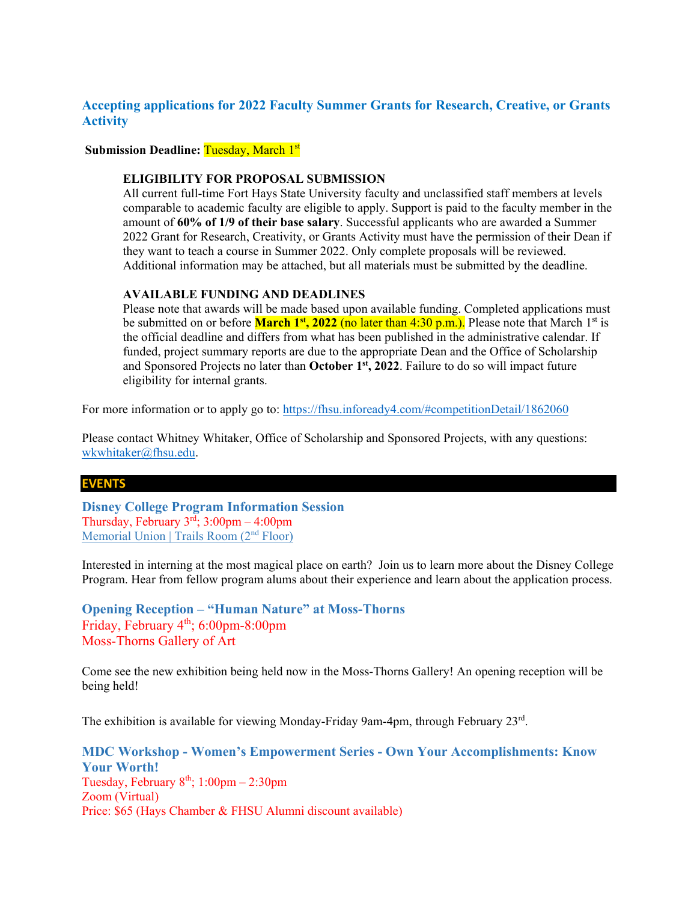## Accepting applications for 2022 Faculty Summer Grants for Research, Creative, or Grants Activity

**Submission Deadline:** Tuesday, March 1st

**ELIGIBILITY FOR PROPOSAL SUBMISSION**
All current full-time Fort Hays State University faculty and unclassified staff members at levels comparable to academic faculty are eligible to apply. Support is paid to the faculty member in the amount of **60% of 1/9 of their base salary**. Successful applicants who are awarded a Summer 2022 Grant for Research, Creativity, or Grants Activity must have the permission of their Dean if they want to teach a course in Summer 2022. Only complete proposals will be reviewed. Additional information may be attached, but all materials must be submitted by the deadline.

**AVAILABLE FUNDING AND DEADLINES**
Please note that awards will be made based upon available funding. Completed applications must be submitted on or before **March 1st, 2022** (no later than 4:30 p.m.). Please note that March 1st is the official deadline and differs from what has been published in the administrative calendar. If funded, project summary reports are due to the appropriate Dean and the Office of Scholarship and Sponsored Projects no later than **October 1st, 2022**. Failure to do so will impact future eligibility for internal grants.

For more information or to apply go to: https://fhsu.infoready4.com/#competitionDetail/1862060

Please contact Whitney Whitaker, Office of Scholarship and Sponsored Projects, with any questions: wkwhitaker@fhsu.edu.

# EVENTS

### Disney College Program Information Session
Thursday, February 3rd; 3:00pm – 4:00pm
Memorial Union | Trails Room (2nd Floor)

Interested in interning at the most magical place on earth? Join us to learn more about the Disney College Program. Hear from fellow program alums about their experience and learn about the application process.

### Opening Reception – "Human Nature" at Moss-Thorns
Friday, February 4th; 6:00pm-8:00pm
Moss-Thorns Gallery of Art

Come see the new exhibition being held now in the Moss-Thorns Gallery! An opening reception will be being held!

The exhibition is available for viewing Monday-Friday 9am-4pm, through February 23rd.

### MDC Workshop - Women's Empowerment Series - Own Your Accomplishments: Know Your Worth!
Tuesday, February 8th; 1:00pm – 2:30pm
Zoom (Virtual)
Price: $65 (Hays Chamber & FHSU Alumni discount available)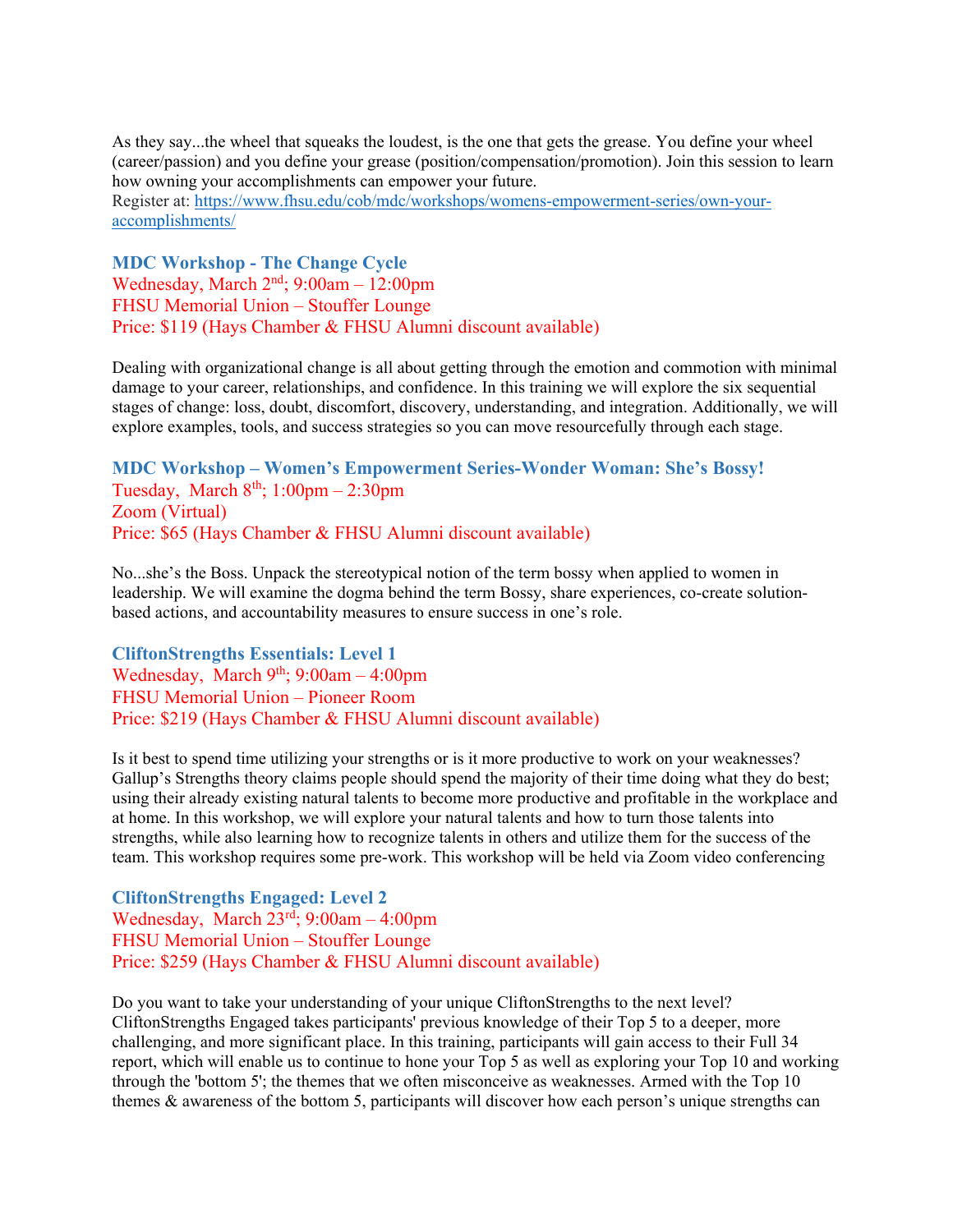As they say...the wheel that squeaks the loudest, is the one that gets the grease. You define your wheel (career/passion) and you define your grease (position/compensation/promotion). Join this session to learn how owning your accomplishments can empower your future.
Register at: [https://www.fhsu.edu/cob/mdc/workshops/womens-empowerment-series/own-your-accomplishments/](https://www.fhsu.edu/cob/mdc/workshops/womens-empowerment-series/own-your-accomplishments/)

### MDC Workshop - The Change Cycle

Wednesday, March 2nd; 9:00am – 12:00pm
FHSU Memorial Union – Stouffer Lounge
Price: $119 (Hays Chamber & FHSU Alumni discount available)

Dealing with organizational change is all about getting through the emotion and commotion with minimal damage to your career, relationships, and confidence. In this training we will explore the six sequential stages of change: loss, doubt, discomfort, discovery, understanding, and integration. Additionally, we will explore examples, tools, and success strategies so you can move resourcefully through each stage.

### MDC Workshop – Women's Empowerment Series-Wonder Woman: She's Bossy!

Tuesday, March 8th; 1:00pm – 2:30pm
Zoom (Virtual)
Price: $65 (Hays Chamber & FHSU Alumni discount available)

No...she's the Boss. Unpack the stereotypical notion of the term bossy when applied to women in leadership. We will examine the dogma behind the term Bossy, share experiences, co-create solution-based actions, and accountability measures to ensure success in one's role.

### CliftonStrengths Essentials: Level 1

Wednesday, March 9th; 9:00am – 4:00pm
FHSU Memorial Union – Pioneer Room
Price: $219 (Hays Chamber & FHSU Alumni discount available)

Is it best to spend time utilizing your strengths or is it more productive to work on your weaknesses? Gallup's Strengths theory claims people should spend the majority of their time doing what they do best; using their already existing natural talents to become more productive and profitable in the workplace and at home. In this workshop, we will explore your natural talents and how to turn those talents into strengths, while also learning how to recognize talents in others and utilize them for the success of the team. This workshop requires some pre-work. This workshop will be held via Zoom video conferencing

### CliftonStrengths Engaged: Level 2

Wednesday, March 23rd; 9:00am – 4:00pm
FHSU Memorial Union – Stouffer Lounge
Price: $259 (Hays Chamber & FHSU Alumni discount available)

Do you want to take your understanding of your unique CliftonStrengths to the next level? CliftonStrengths Engaged takes participants' previous knowledge of their Top 5 to a deeper, more challenging, and more significant place. In this training, participants will gain access to their Full 34 report, which will enable us to continue to hone your Top 5 as well as exploring your Top 10 and working through the 'bottom 5'; the themes that we often misconceive as weaknesses. Armed with the Top 10 themes & awareness of the bottom 5, participants will discover how each person's unique strengths can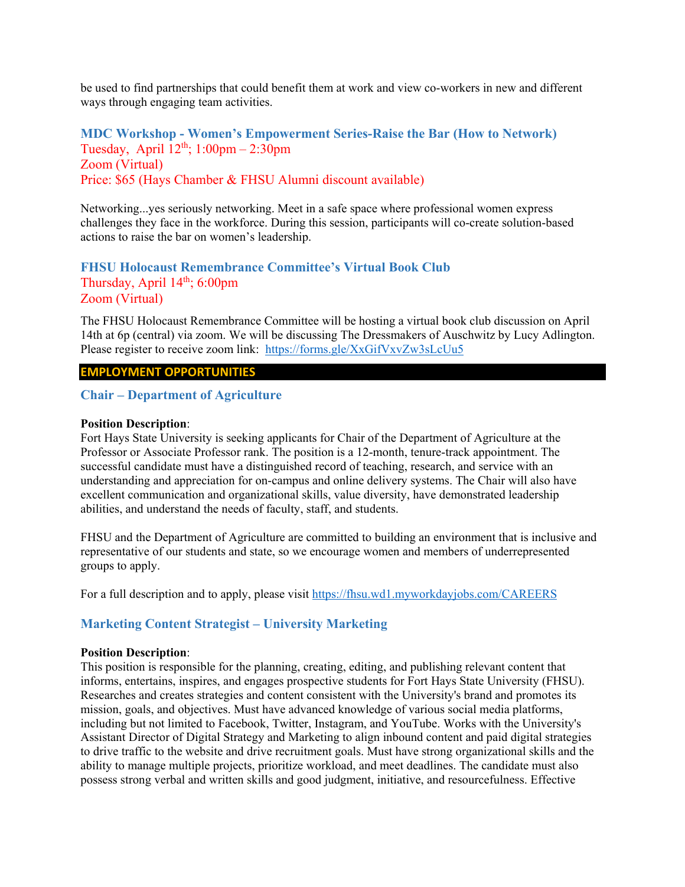be used to find partnerships that could benefit them at work and view co-workers in new and different ways through engaging team activities.

### MDC Workshop - Women's Empowerment Series-Raise the Bar (How to Network)

Tuesday, April 12th; 1:00pm – 2:30pm
Zoom (Virtual)
Price: $65 (Hays Chamber & FHSU Alumni discount available)

Networking...yes seriously networking. Meet in a safe space where professional women express challenges they face in the workforce. During this session, participants will co-create solution-based actions to raise the bar on women's leadership.

### FHSU Holocaust Remembrance Committee's Virtual Book Club

Thursday, April 14th; 6:00pm
Zoom (Virtual)

The FHSU Holocaust Remembrance Committee will be hosting a virtual book club discussion on April 14th at 6p (central) via zoom. We will be discussing The Dressmakers of Auschwitz by Lucy Adlington. Please register to receive zoom link: https://forms.gle/XxGifVxvZw3sLcUu5

## EMPLOYMENT OPPORTUNITIES

### Chair – Department of Agriculture

**Position Description**:
Fort Hays State University is seeking applicants for Chair of the Department of Agriculture at the Professor or Associate Professor rank. The position is a 12-month, tenure-track appointment. The successful candidate must have a distinguished record of teaching, research, and service with an understanding and appreciation for on-campus and online delivery systems. The Chair will also have excellent communication and organizational skills, value diversity, have demonstrated leadership abilities, and understand the needs of faculty, staff, and students.

FHSU and the Department of Agriculture are committed to building an environment that is inclusive and representative of our students and state, so we encourage women and members of underrepresented groups to apply.

For a full description and to apply, please visit https://fhsu.wd1.myworkdayjobs.com/CAREERS

### Marketing Content Strategist – University Marketing

**Position Description**:
This position is responsible for the planning, creating, editing, and publishing relevant content that informs, entertains, inspires, and engages prospective students for Fort Hays State University (FHSU). Researches and creates strategies and content consistent with the University's brand and promotes its mission, goals, and objectives. Must have advanced knowledge of various social media platforms, including but not limited to Facebook, Twitter, Instagram, and YouTube. Works with the University's Assistant Director of Digital Strategy and Marketing to align inbound content and paid digital strategies to drive traffic to the website and drive recruitment goals. Must have strong organizational skills and the ability to manage multiple projects, prioritize workload, and meet deadlines. The candidate must also possess strong verbal and written skills and good judgment, initiative, and resourcefulness. Effective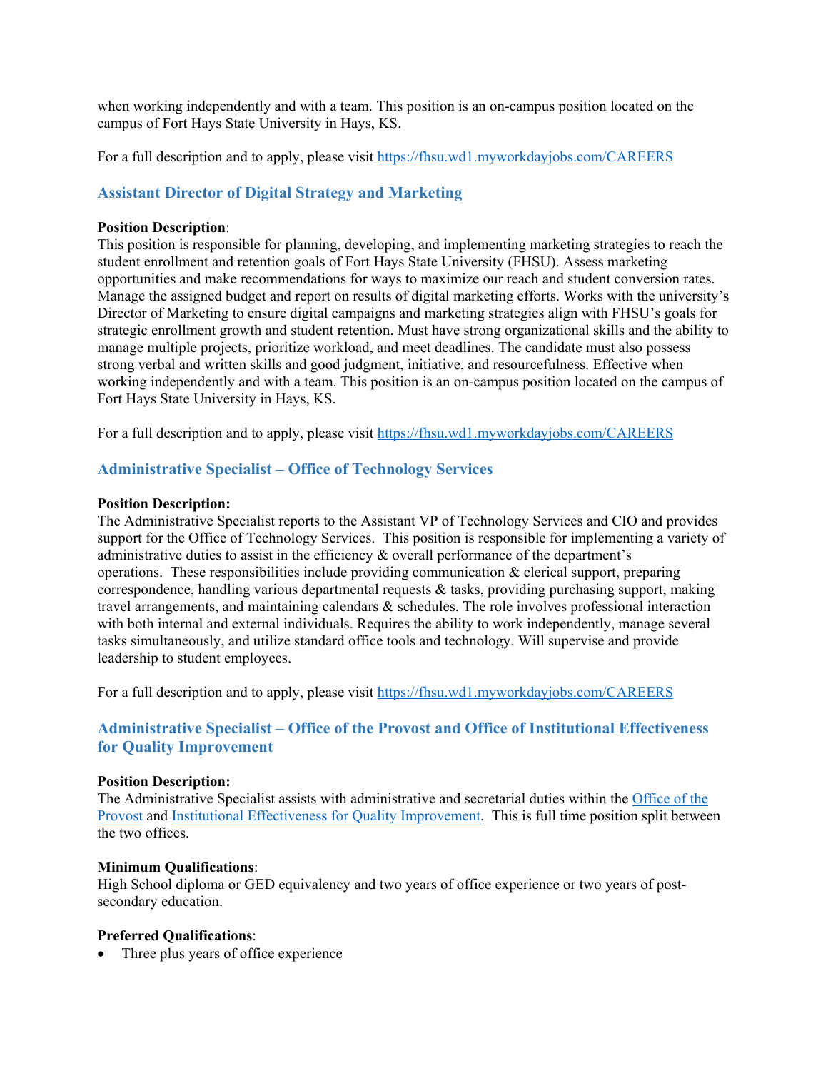when working independently and with a team. This position is an on-campus position located on the campus of Fort Hays State University in Hays, KS.

For a full description and to apply, please visit [https://fhsu.wd1.myworkdayjobs.com/CAREERS](https://fhsu.wd1.myworkdayjobs.com/CAREERS)

### Assistant Director of Digital Strategy and Marketing

**Position Description**:
This position is responsible for planning, developing, and implementing marketing strategies to reach the student enrollment and retention goals of Fort Hays State University (FHSU). Assess marketing opportunities and make recommendations for ways to maximize our reach and student conversion rates. Manage the assigned budget and report on results of digital marketing efforts. Works with the university's Director of Marketing to ensure digital campaigns and marketing strategies align with FHSU's goals for strategic enrollment growth and student retention. Must have strong organizational skills and the ability to manage multiple projects, prioritize workload, and meet deadlines. The candidate must also possess strong verbal and written skills and good judgment, initiative, and resourcefulness. Effective when working independently and with a team. This position is an on-campus position located on the campus of Fort Hays State University in Hays, KS.

For a full description and to apply, please visit [https://fhsu.wd1.myworkdayjobs.com/CAREERS](https://fhsu.wd1.myworkdayjobs.com/CAREERS)

### Administrative Specialist – Office of Technology Services

**Position Description:**
The Administrative Specialist reports to the Assistant VP of Technology Services and CIO and provides support for the Office of Technology Services. This position is responsible for implementing a variety of administrative duties to assist in the efficiency & overall performance of the department's operations. These responsibilities include providing communication & clerical support, preparing correspondence, handling various departmental requests & tasks, providing purchasing support, making travel arrangements, and maintaining calendars & schedules. The role involves professional interaction with both internal and external individuals. Requires the ability to work independently, manage several tasks simultaneously, and utilize standard office tools and technology. Will supervise and provide leadership to student employees.

For a full description and to apply, please visit [https://fhsu.wd1.myworkdayjobs.com/CAREERS](https://fhsu.wd1.myworkdayjobs.com/CAREERS)

### Administrative Specialist – Office of the Provost and Office of Institutional Effectiveness for Quality Improvement

**Position Description:**
The Administrative Specialist assists with administrative and secretarial duties within the Office of the Provost and Institutional Effectiveness for Quality Improvement. This is full time position split between the two offices.

**Minimum Qualifications**:
High School diploma or GED equivalency and two years of office experience or two years of post-secondary education.

**Preferred Qualifications**:
- Three plus years of office experience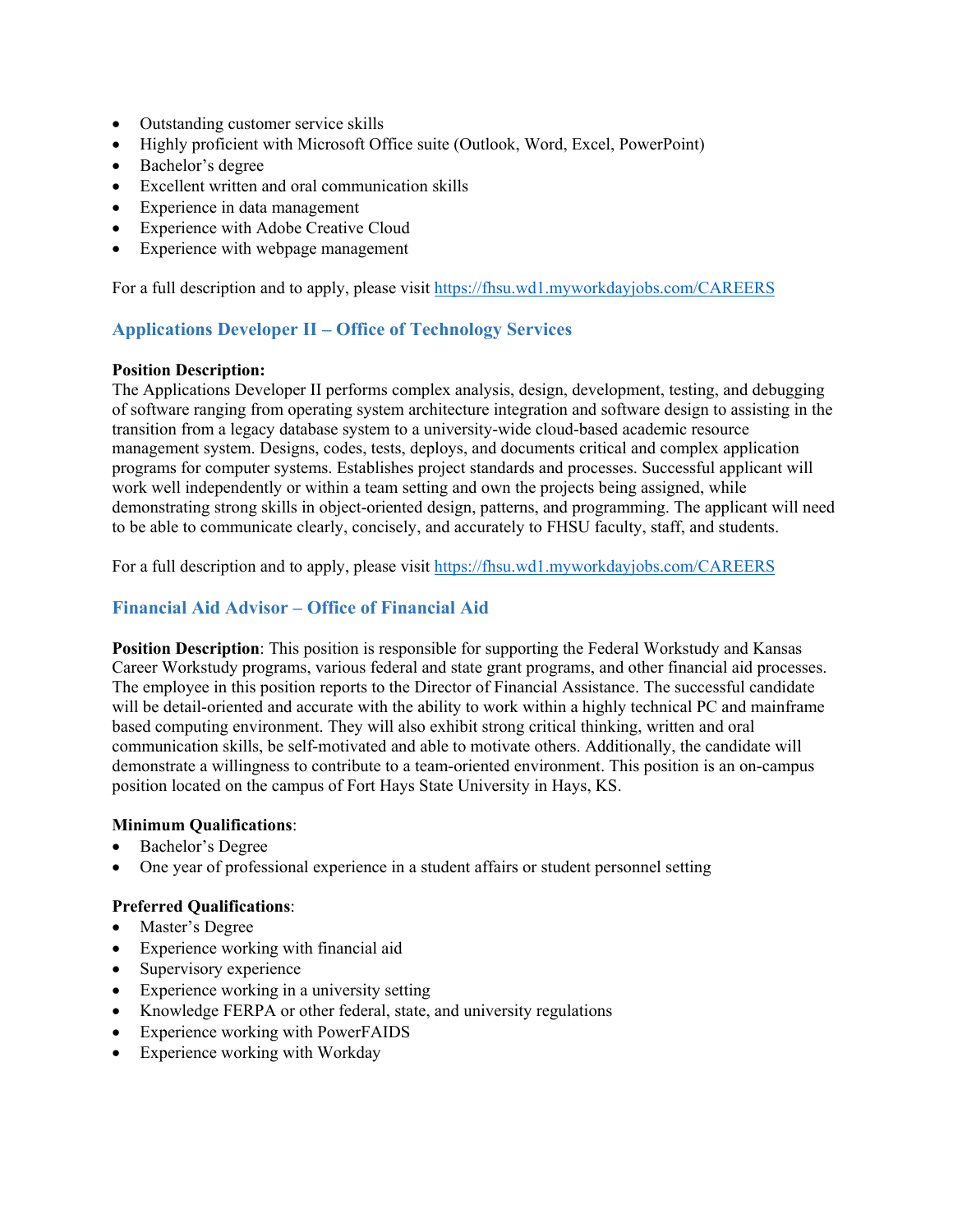- Outstanding customer service skills
- Highly proficient with Microsoft Office suite (Outlook, Word, Excel, PowerPoint)
- Bachelor's degree
- Excellent written and oral communication skills
- Experience in data management
- Experience with Adobe Creative Cloud
- Experience with webpage management

For a full description and to apply, please visit https://fhsu.wd1.myworkdayjobs.com/CAREERS

## Applications Developer II – Office of Technology Services

**Position Description:**
The Applications Developer II performs complex analysis, design, development, testing, and debugging of software ranging from operating system architecture integration and software design to assisting in the transition from a legacy database system to a university-wide cloud-based academic resource management system. Designs, codes, tests, deploys, and documents critical and complex application programs for computer systems. Establishes project standards and processes. Successful applicant will work well independently or within a team setting and own the projects being assigned, while demonstrating strong skills in object-oriented design, patterns, and programming. The applicant will need to be able to communicate clearly, concisely, and accurately to FHSU faculty, staff, and students.

For a full description and to apply, please visit https://fhsu.wd1.myworkdayjobs.com/CAREERS

## Financial Aid Advisor – Office of Financial Aid

**Position Description**: This position is responsible for supporting the Federal Workstudy and Kansas Career Workstudy programs, various federal and state grant programs, and other financial aid processes. The employee in this position reports to the Director of Financial Assistance. The successful candidate will be detail-oriented and accurate with the ability to work within a highly technical PC and mainframe based computing environment. They will also exhibit strong critical thinking, written and oral communication skills, be self-motivated and able to motivate others. Additionally, the candidate will demonstrate a willingness to contribute to a team-oriented environment. This position is an on-campus position located on the campus of Fort Hays State University in Hays, KS.

**Minimum Qualifications**:
- Bachelor's Degree
- One year of professional experience in a student affairs or student personnel setting

**Preferred Qualifications**:
- Master's Degree
- Experience working with financial aid
- Supervisory experience
- Experience working in a university setting
- Knowledge FERPA or other federal, state, and university regulations
- Experience working with PowerFAIDS
- Experience working with Workday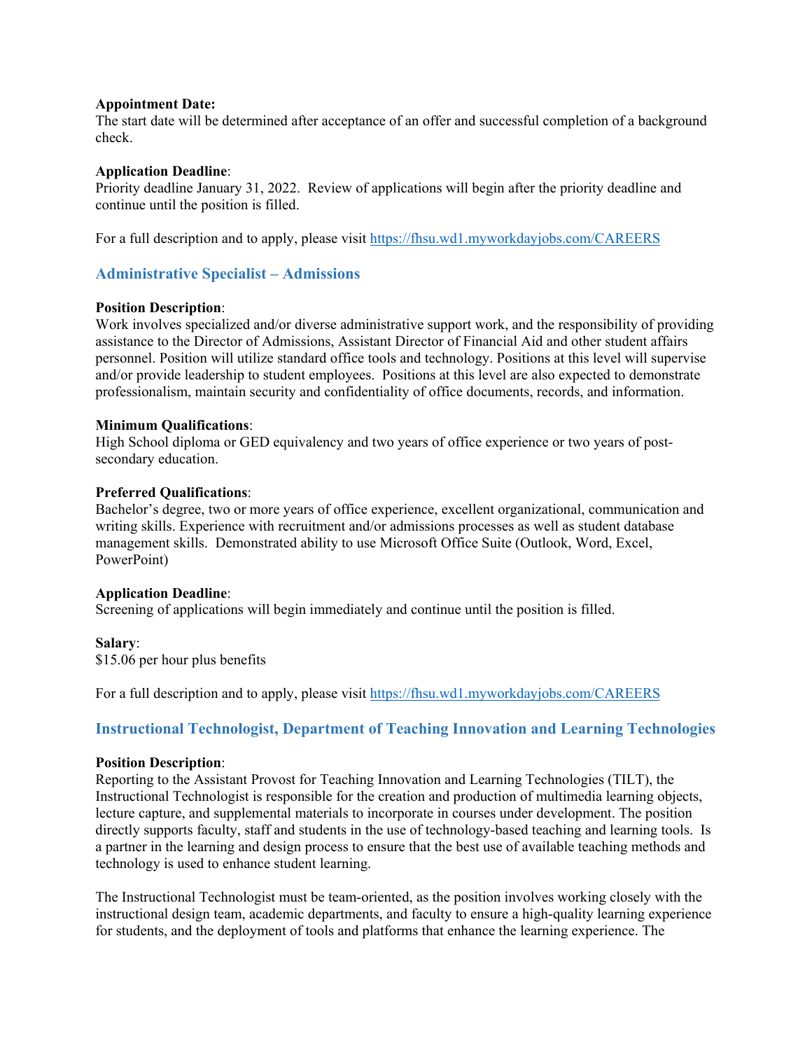**Appointment Date:**
The start date will be determined after acceptance of an offer and successful completion of a background check.

**Application Deadline**:
Priority deadline January 31, 2022. Review of applications will begin after the priority deadline and continue until the position is filled.

For a full description and to apply, please visit https://fhsu.wd1.myworkdayjobs.com/CAREERS

### Administrative Specialist – Admissions

**Position Description**:
Work involves specialized and/or diverse administrative support work, and the responsibility of providing assistance to the Director of Admissions, Assistant Director of Financial Aid and other student affairs personnel. Position will utilize standard office tools and technology. Positions at this level will supervise and/or provide leadership to student employees. Positions at this level are also expected to demonstrate professionalism, maintain security and confidentiality of office documents, records, and information.

**Minimum Qualifications**:
High School diploma or GED equivalency and two years of office experience or two years of post-secondary education.

**Preferred Qualifications**:
Bachelor's degree, two or more years of office experience, excellent organizational, communication and writing skills. Experience with recruitment and/or admissions processes as well as student database management skills. Demonstrated ability to use Microsoft Office Suite (Outlook, Word, Excel, PowerPoint)

**Application Deadline**:
Screening of applications will begin immediately and continue until the position is filled.

**Salary**:
$15.06 per hour plus benefits

For a full description and to apply, please visit https://fhsu.wd1.myworkdayjobs.com/CAREERS

### Instructional Technologist, Department of Teaching Innovation and Learning Technologies

**Position Description**:
Reporting to the Assistant Provost for Teaching Innovation and Learning Technologies (TILT), the Instructional Technologist is responsible for the creation and production of multimedia learning objects, lecture capture, and supplemental materials to incorporate in courses under development. The position directly supports faculty, staff and students in the use of technology-based teaching and learning tools. Is a partner in the learning and design process to ensure that the best use of available teaching methods and technology is used to enhance student learning.

The Instructional Technologist must be team-oriented, as the position involves working closely with the instructional design team, academic departments, and faculty to ensure a high-quality learning experience for students, and the deployment of tools and platforms that enhance the learning experience. The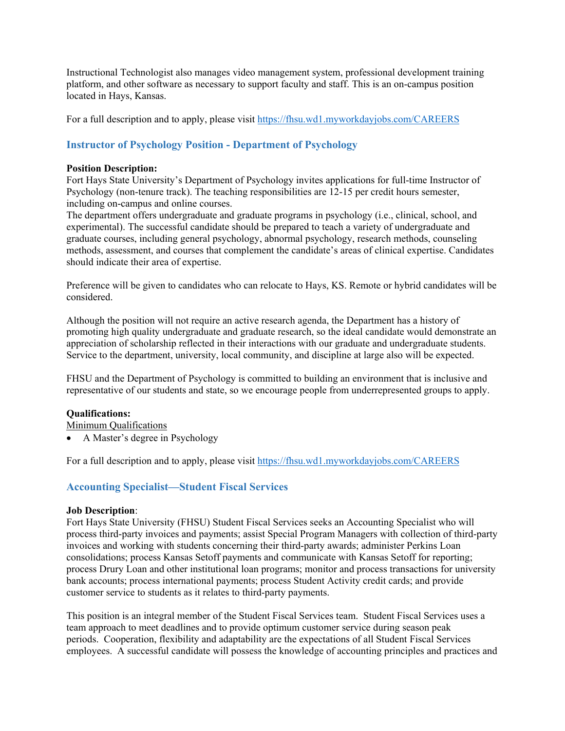Instructional Technologist also manages video management system, professional development training platform, and other software as necessary to support faculty and staff. This is an on-campus position located in Hays, Kansas.

For a full description and to apply, please visit https://fhsu.wd1.myworkdayjobs.com/CAREERS

### Instructor of Psychology Position - Department of Psychology

**Position Description:**
Fort Hays State University's Department of Psychology invites applications for full-time Instructor of Psychology (non-tenure track). The teaching responsibilities are 12-15 per credit hours semester, including on-campus and online courses.
The department offers undergraduate and graduate programs in psychology (i.e., clinical, school, and experimental). The successful candidate should be prepared to teach a variety of undergraduate and graduate courses, including general psychology, abnormal psychology, research methods, counseling methods, assessment, and courses that complement the candidate's areas of clinical expertise. Candidates should indicate their area of expertise.

Preference will be given to candidates who can relocate to Hays, KS. Remote or hybrid candidates will be considered.

Although the position will not require an active research agenda, the Department has a history of promoting high quality undergraduate and graduate research, so the ideal candidate would demonstrate an appreciation of scholarship reflected in their interactions with our graduate and undergraduate students. Service to the department, university, local community, and discipline at large also will be expected.

FHSU and the Department of Psychology is committed to building an environment that is inclusive and representative of our students and state, so we encourage people from underrepresented groups to apply.

**Qualifications:**
Minimum Qualifications

- A Master's degree in Psychology

For a full description and to apply, please visit https://fhsu.wd1.myworkdayjobs.com/CAREERS

### Accounting Specialist—Student Fiscal Services

**Job Description**:
Fort Hays State University (FHSU) Student Fiscal Services seeks an Accounting Specialist who will process third-party invoices and payments; assist Special Program Managers with collection of third-party invoices and working with students concerning their third-party awards; administer Perkins Loan consolidations; process Kansas Setoff payments and communicate with Kansas Setoff for reporting; process Drury Loan and other institutional loan programs; monitor and process transactions for university bank accounts; process international payments; process Student Activity credit cards; and provide customer service to students as it relates to third-party payments.

This position is an integral member of the Student Fiscal Services team. Student Fiscal Services uses a team approach to meet deadlines and to provide optimum customer service during season peak periods. Cooperation, flexibility and adaptability are the expectations of all Student Fiscal Services employees. A successful candidate will possess the knowledge of accounting principles and practices and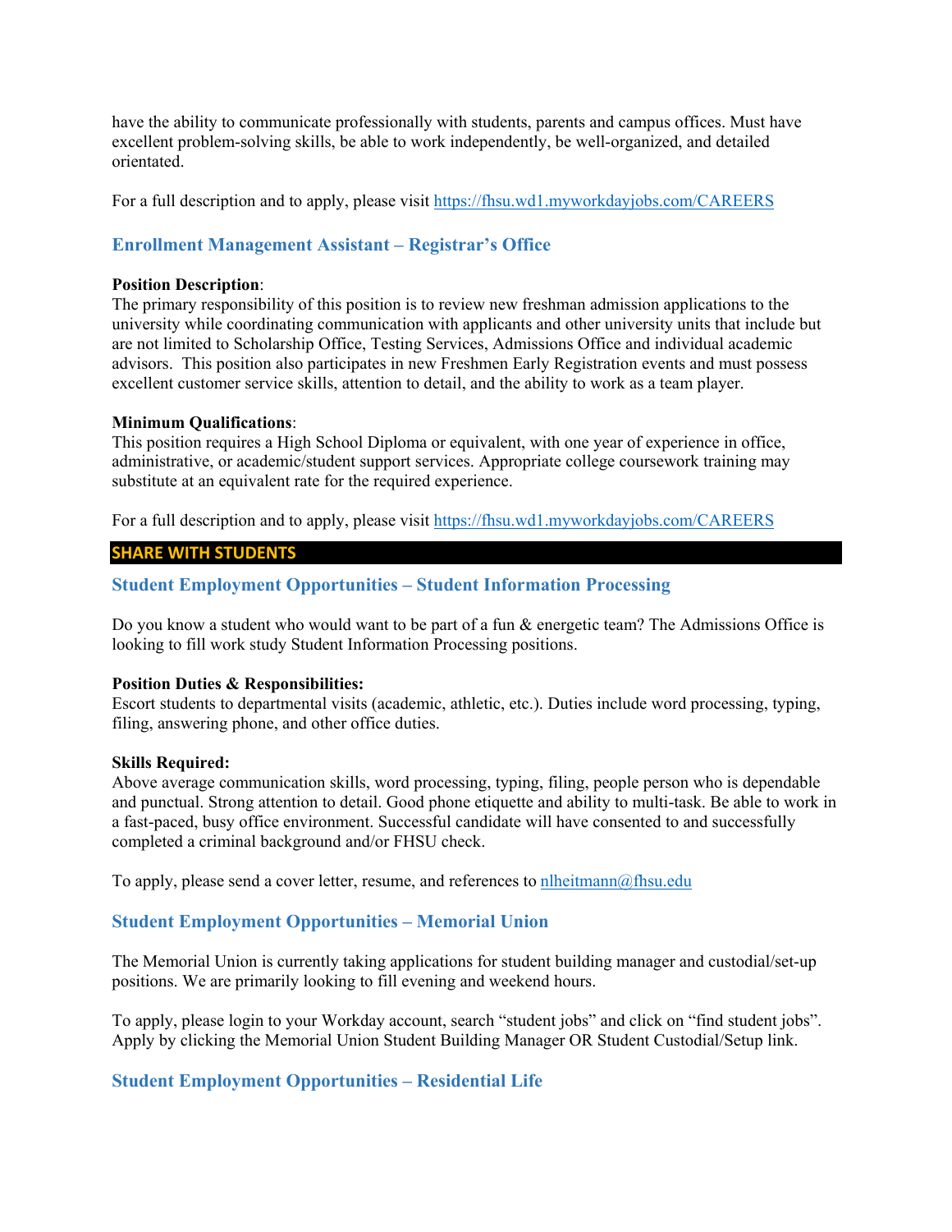have the ability to communicate professionally with students, parents and campus offices. Must have excellent problem-solving skills, be able to work independently, be well-organized, and detailed orientated.

For a full description and to apply, please visit https://fhsu.wd1.myworkdayjobs.com/CAREERS

### Enrollment Management Assistant – Registrar's Office

**Position Description**:
The primary responsibility of this position is to review new freshman admission applications to the university while coordinating communication with applicants and other university units that include but are not limited to Scholarship Office, Testing Services, Admissions Office and individual academic advisors. This position also participates in new Freshmen Early Registration events and must possess excellent customer service skills, attention to detail, and the ability to work as a team player.

**Minimum Qualifications**:
This position requires a High School Diploma or equivalent, with one year of experience in office, administrative, or academic/student support services. Appropriate college coursework training may substitute at an equivalent rate for the required experience.

For a full description and to apply, please visit https://fhsu.wd1.myworkdayjobs.com/CAREERS

## SHARE WITH STUDENTS

### Student Employment Opportunities – Student Information Processing

Do you know a student who would want to be part of a fun & energetic team? The Admissions Office is looking to fill work study Student Information Processing positions.

**Position Duties & Responsibilities:**
Escort students to departmental visits (academic, athletic, etc.). Duties include word processing, typing, filing, answering phone, and other office duties.

**Skills Required:**
Above average communication skills, word processing, typing, filing, people person who is dependable and punctual. Strong attention to detail. Good phone etiquette and ability to multi-task. Be able to work in a fast-paced, busy office environment. Successful candidate will have consented to and successfully completed a criminal background and/or FHSU check.

To apply, please send a cover letter, resume, and references to nlheitmann@fhsu.edu

### Student Employment Opportunities – Memorial Union

The Memorial Union is currently taking applications for student building manager and custodial/set-up positions. We are primarily looking to fill evening and weekend hours.

To apply, please login to your Workday account, search "student jobs" and click on "find student jobs". Apply by clicking the Memorial Union Student Building Manager OR Student Custodial/Setup link.

### Student Employment Opportunities – Residential Life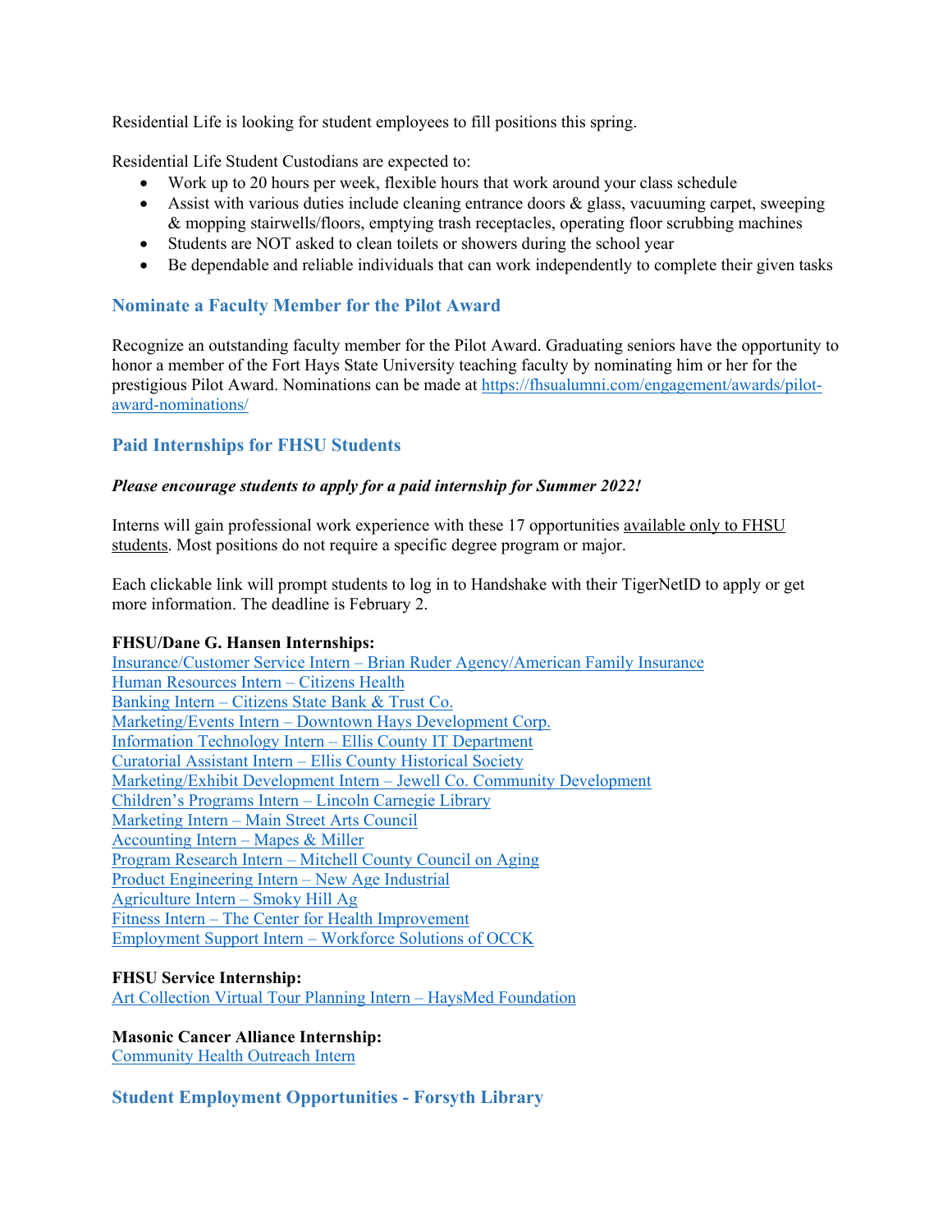Residential Life is looking for student employees to fill positions this spring.

Residential Life Student Custodians are expected to:

- Work up to 20 hours per week, flexible hours that work around your class schedule
- Assist with various duties include cleaning entrance doors & glass, vacuuming carpet, sweeping & mopping stairwells/floors, emptying trash receptacles, operating floor scrubbing machines
- Students are NOT asked to clean toilets or showers during the school year
- Be dependable and reliable individuals that can work independently to complete their given tasks

## Nominate a Faculty Member for the Pilot Award

Recognize an outstanding faculty member for the Pilot Award. Graduating seniors have the opportunity to honor a member of the Fort Hays State University teaching faculty by nominating him or her for the prestigious Pilot Award. Nominations can be made at https://fhsualumni.com/engagement/awards/pilot-award-nominations/

## Paid Internships for FHSU Students

***Please encourage students to apply for a paid internship for Summer 2022!***

Interns will gain professional work experience with these 17 opportunities available only to FHSU students. Most positions do not require a specific degree program or major.

Each clickable link will prompt students to log in to Handshake with their TigerNetID to apply or get more information. The deadline is February 2.

**FHSU/Dane G. Hansen Internships:**
Insurance/Customer Service Intern – Brian Ruder Agency/American Family Insurance
Human Resources Intern – Citizens Health
Banking Intern – Citizens State Bank & Trust Co.
Marketing/Events Intern – Downtown Hays Development Corp.
Information Technology Intern – Ellis County IT Department
Curatorial Assistant Intern – Ellis County Historical Society
Marketing/Exhibit Development Intern – Jewell Co. Community Development
Children's Programs Intern – Lincoln Carnegie Library
Marketing Intern – Main Street Arts Council
Accounting Intern – Mapes & Miller
Program Research Intern – Mitchell County Council on Aging
Product Engineering Intern – New Age Industrial
Agriculture Intern – Smoky Hill Ag
Fitness Intern – The Center for Health Improvement
Employment Support Intern – Workforce Solutions of OCCK

**FHSU Service Internship:**
Art Collection Virtual Tour Planning Intern – HaysMed Foundation

**Masonic Cancer Alliance Internship:**
Community Health Outreach Intern

## Student Employment Opportunities - Forsyth Library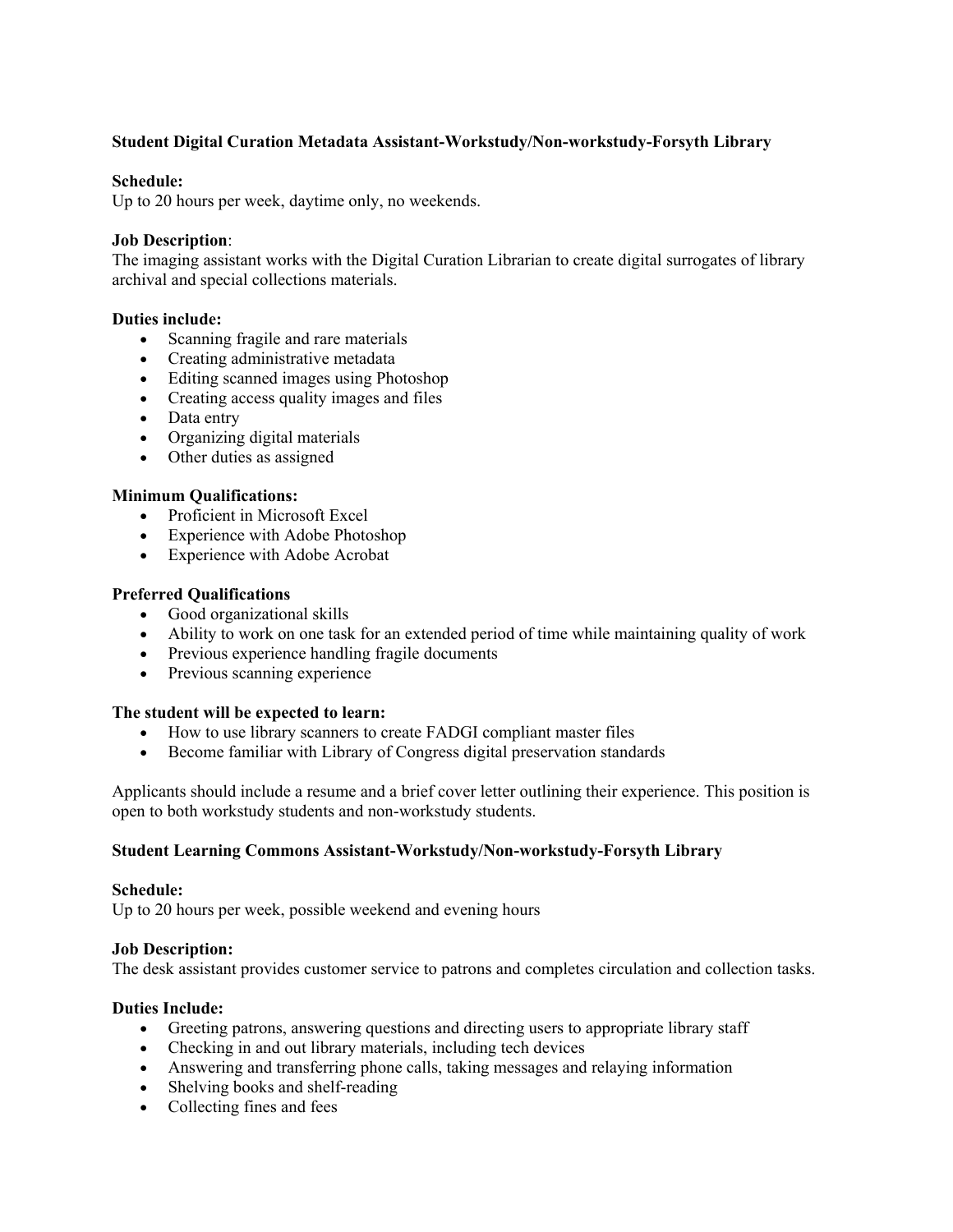**Student Digital Curation Metadata Assistant-Workstudy/Non-workstudy-Forsyth Library**

**Schedule:**
Up to 20 hours per week, daytime only, no weekends.

**Job Description**:
The imaging assistant works with the Digital Curation Librarian to create digital surrogates of library archival and special collections materials.

**Duties include:**

- Scanning fragile and rare materials
- Creating administrative metadata
- Editing scanned images using Photoshop
- Creating access quality images and files
- Data entry
- Organizing digital materials
- Other duties as assigned

**Minimum Qualifications:**

- Proficient in Microsoft Excel
- Experience with Adobe Photoshop
- Experience with Adobe Acrobat

**Preferred Qualifications**

- Good organizational skills
- Ability to work on one task for an extended period of time while maintaining quality of work
- Previous experience handling fragile documents
- Previous scanning experience

**The student will be expected to learn:**

- How to use library scanners to create FADGI compliant master files
- Become familiar with Library of Congress digital preservation standards

Applicants should include a resume and a brief cover letter outlining their experience. This position is open to both workstudy students and non-workstudy students.

**Student Learning Commons Assistant-Workstudy/Non-workstudy-Forsyth Library**

**Schedule:**
Up to 20 hours per week, possible weekend and evening hours

**Job Description:**
The desk assistant provides customer service to patrons and completes circulation and collection tasks.

**Duties Include:**

- Greeting patrons, answering questions and directing users to appropriate library staff
- Checking in and out library materials, including tech devices
- Answering and transferring phone calls, taking messages and relaying information
- Shelving books and shelf-reading
- Collecting fines and fees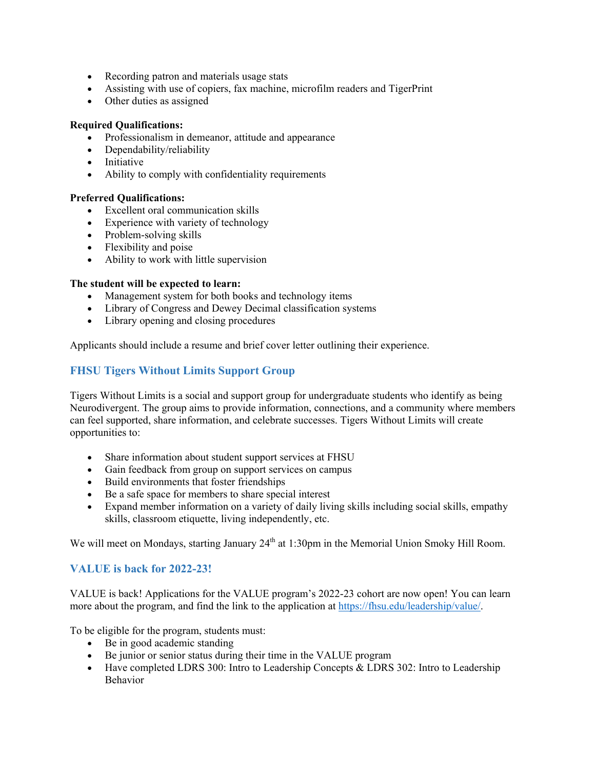- Recording patron and materials usage stats
- Assisting with use of copiers, fax machine, microfilm readers and TigerPrint
- Other duties as assigned

**Required Qualifications:**

- Professionalism in demeanor, attitude and appearance
- Dependability/reliability
- Initiative
- Ability to comply with confidentiality requirements

**Preferred Qualifications:**

- Excellent oral communication skills
- Experience with variety of technology
- Problem-solving skills
- Flexibility and poise
- Ability to work with little supervision

**The student will be expected to learn:**

- Management system for both books and technology items
- Library of Congress and Dewey Decimal classification systems
- Library opening and closing procedures

Applicants should include a resume and brief cover letter outlining their experience.

## FHSU Tigers Without Limits Support Group

Tigers Without Limits is a social and support group for undergraduate students who identify as being Neurodivergent. The group aims to provide information, connections, and a community where members can feel supported, share information, and celebrate successes. Tigers Without Limits will create opportunities to:

- Share information about student support services at FHSU
- Gain feedback from group on support services on campus
- Build environments that foster friendships
- Be a safe space for members to share special interest
- Expand member information on a variety of daily living skills including social skills, empathy skills, classroom etiquette, living independently, etc.

We will meet on Mondays, starting January 24th at 1:30pm in the Memorial Union Smoky Hill Room.

## VALUE is back for 2022-23!

VALUE is back! Applications for the VALUE program's 2022-23 cohort are now open! You can learn more about the program, and find the link to the application at https://fhsu.edu/leadership/value/.

To be eligible for the program, students must:

- Be in good academic standing
- Be junior or senior status during their time in the VALUE program
- Have completed LDRS 300: Intro to Leadership Concepts & LDRS 302: Intro to Leadership Behavior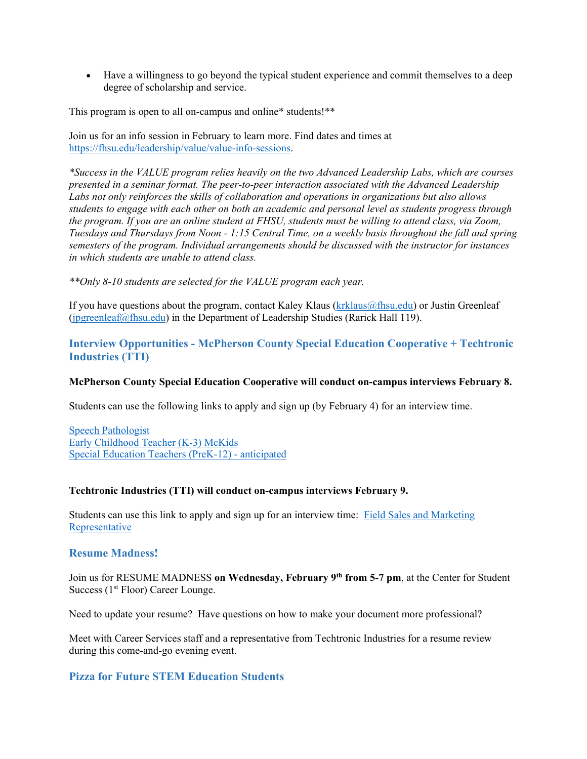- Have a willingness to go beyond the typical student experience and commit themselves to a deep degree of scholarship and service.

This program is open to all on-campus and online* students!**

Join us for an info session in February to learn more. Find dates and times at https://fhsu.edu/leadership/value/value-info-sessions.

*\*Success in the VALUE program relies heavily on the two Advanced Leadership Labs, which are courses presented in a seminar format. The peer-to-peer interaction associated with the Advanced Leadership Labs not only reinforces the skills of collaboration and operations in organizations but also allows students to engage with each other on both an academic and personal level as students progress through the program. If you are an online student at FHSU, students must be willing to attend class, via Zoom, Tuesdays and Thursdays from Noon - 1:15 Central Time, on a weekly basis throughout the fall and spring semesters of the program. Individual arrangements should be discussed with the instructor for instances in which students are unable to attend class.*

*\*\*Only 8-10 students are selected for the VALUE program each year.*

If you have questions about the program, contact Kaley Klaus (krklaus@fhsu.edu) or Justin Greenleaf (jpgreenleaf@fhsu.edu) in the Department of Leadership Studies (Rarick Hall 119).

### Interview Opportunities - McPherson County Special Education Cooperative + Techtronic Industries (TTI)

**McPherson County Special Education Cooperative will conduct on-campus interviews February 8.**

Students can use the following links to apply and sign up (by February 4) for an interview time.

Speech Pathologist
Early Childhood Teacher (K-3) McKids
Special Education Teachers (PreK-12) - anticipated

**Techtronic Industries (TTI) will conduct on-campus interviews February 9.**

Students can use this link to apply and sign up for an interview time: Field Sales and Marketing Representative

### Resume Madness!

Join us for RESUME MADNESS **on Wednesday, February 9th from 5-7 pm**, at the Center for Student Success (1st Floor) Career Lounge.

Need to update your resume? Have questions on how to make your document more professional?

Meet with Career Services staff and a representative from Techtronic Industries for a resume review during this come-and-go evening event.

### Pizza for Future STEM Education Students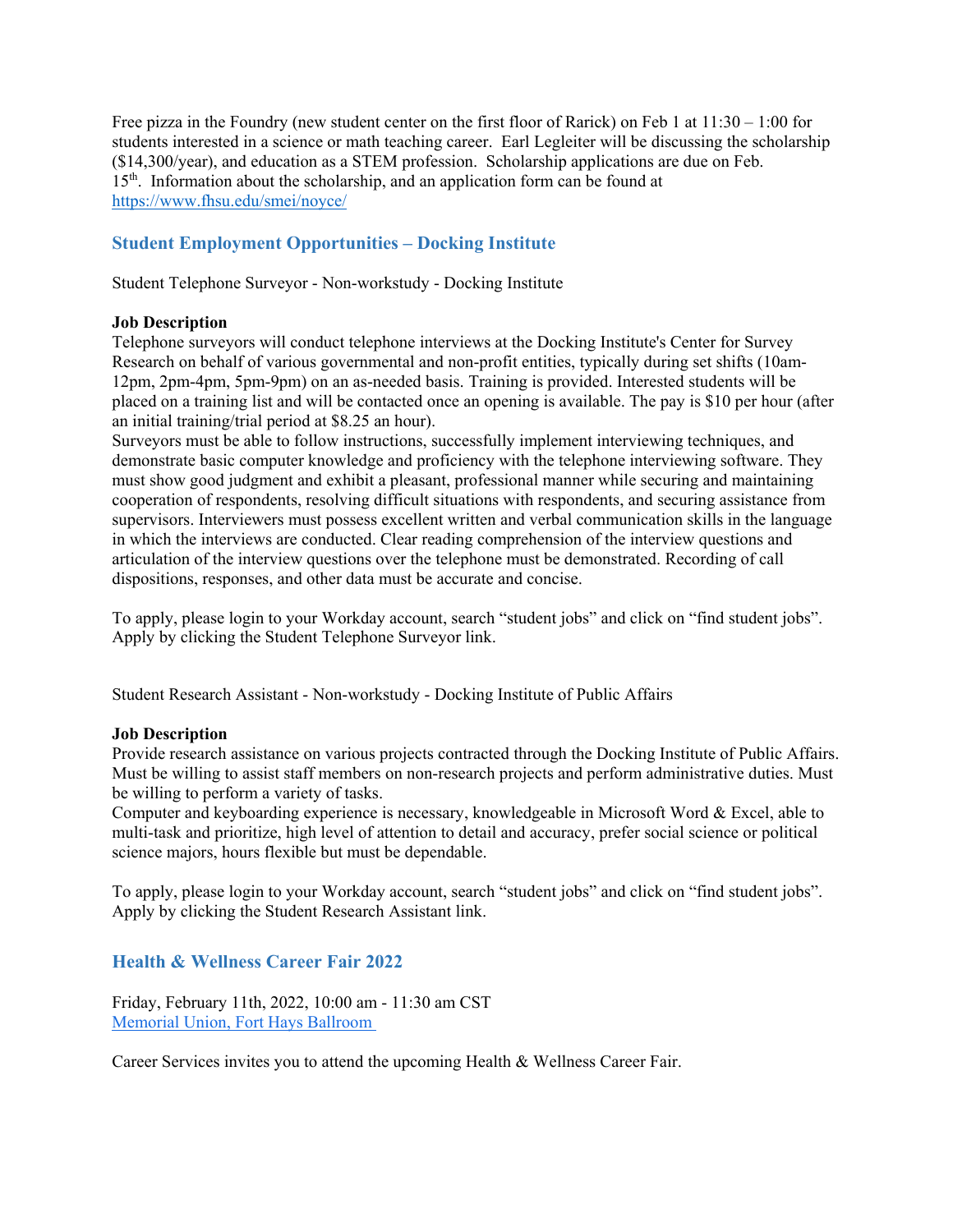Free pizza in the Foundry (new student center on the first floor of Rarick) on Feb 1 at 11:30 – 1:00 for students interested in a science or math teaching career. Earl Legleiter will be discussing the scholarship ($14,300/year), and education as a STEM profession. Scholarship applications are due on Feb. 15th. Information about the scholarship, and an application form can be found at [https://www.fhsu.edu/smei/noyce/](https://www.fhsu.edu/smei/noyce/)

## Student Employment Opportunities – Docking Institute

Student Telephone Surveyor - Non-workstudy - Docking Institute

**Job Description**
Telephone surveyors will conduct telephone interviews at the Docking Institute's Center for Survey Research on behalf of various governmental and non-profit entities, typically during set shifts (10am-12pm, 2pm-4pm, 5pm-9pm) on an as-needed basis. Training is provided. Interested students will be placed on a training list and will be contacted once an opening is available. The pay is $10 per hour (after an initial training/trial period at $8.25 an hour).
Surveyors must be able to follow instructions, successfully implement interviewing techniques, and demonstrate basic computer knowledge and proficiency with the telephone interviewing software. They must show good judgment and exhibit a pleasant, professional manner while securing and maintaining cooperation of respondents, resolving difficult situations with respondents, and securing assistance from supervisors. Interviewers must possess excellent written and verbal communication skills in the language in which the interviews are conducted. Clear reading comprehension of the interview questions and articulation of the interview questions over the telephone must be demonstrated. Recording of call dispositions, responses, and other data must be accurate and concise.

To apply, please login to your Workday account, search "student jobs" and click on "find student jobs". Apply by clicking the Student Telephone Surveyor link.

Student Research Assistant - Non-workstudy - Docking Institute of Public Affairs

**Job Description**
Provide research assistance on various projects contracted through the Docking Institute of Public Affairs. Must be willing to assist staff members on non-research projects and perform administrative duties. Must be willing to perform a variety of tasks.
Computer and keyboarding experience is necessary, knowledgeable in Microsoft Word & Excel, able to multi-task and prioritize, high level of attention to detail and accuracy, prefer social science or political science majors, hours flexible but must be dependable.

To apply, please login to your Workday account, search "student jobs" and click on "find student jobs". Apply by clicking the Student Research Assistant link.

## Health & Wellness Career Fair 2022

Friday, February 11th, 2022, 10:00 am - 11:30 am CST
Memorial Union, Fort Hays Ballroom

Career Services invites you to attend the upcoming Health & Wellness Career Fair.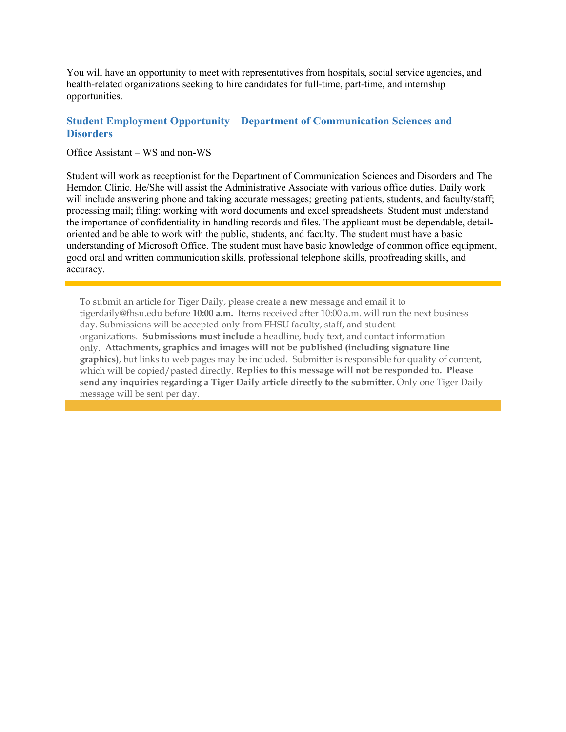You will have an opportunity to meet with representatives from hospitals, social service agencies, and health-related organizations seeking to hire candidates for full-time, part-time, and internship opportunities.

### Student Employment Opportunity – Department of Communication Sciences and Disorders

Office Assistant – WS and non-WS

Student will work as receptionist for the Department of Communication Sciences and Disorders and The Herndon Clinic. He/She will assist the Administrative Associate with various office duties. Daily work will include answering phone and taking accurate messages; greeting patients, students, and faculty/staff; processing mail; filing; working with word documents and excel spreadsheets. Student must understand the importance of confidentiality in handling records and files. The applicant must be dependable, detail-oriented and be able to work with the public, students, and faculty. The student must have a basic understanding of Microsoft Office. The student must have basic knowledge of common office equipment, good oral and written communication skills, professional telephone skills, proofreading skills, and accuracy.

---

To submit an article for Tiger Daily, please create a **new** message and email it to tigerdaily@fhsu.edu before **10:00 a.m.** Items received after 10:00 a.m. will run the next business day. Submissions will be accepted only from FHSU faculty, staff, and student organizations. **Submissions must include** a headline, body text, and contact information only. **Attachments, graphics and images will not be published (including signature line graphics)**, but links to web pages may be included. Submitter is responsible for quality of content, which will be copied/pasted directly. **Replies to this message will not be responded to. Please send any inquiries regarding a Tiger Daily article directly to the submitter.** Only one Tiger Daily message will be sent per day.